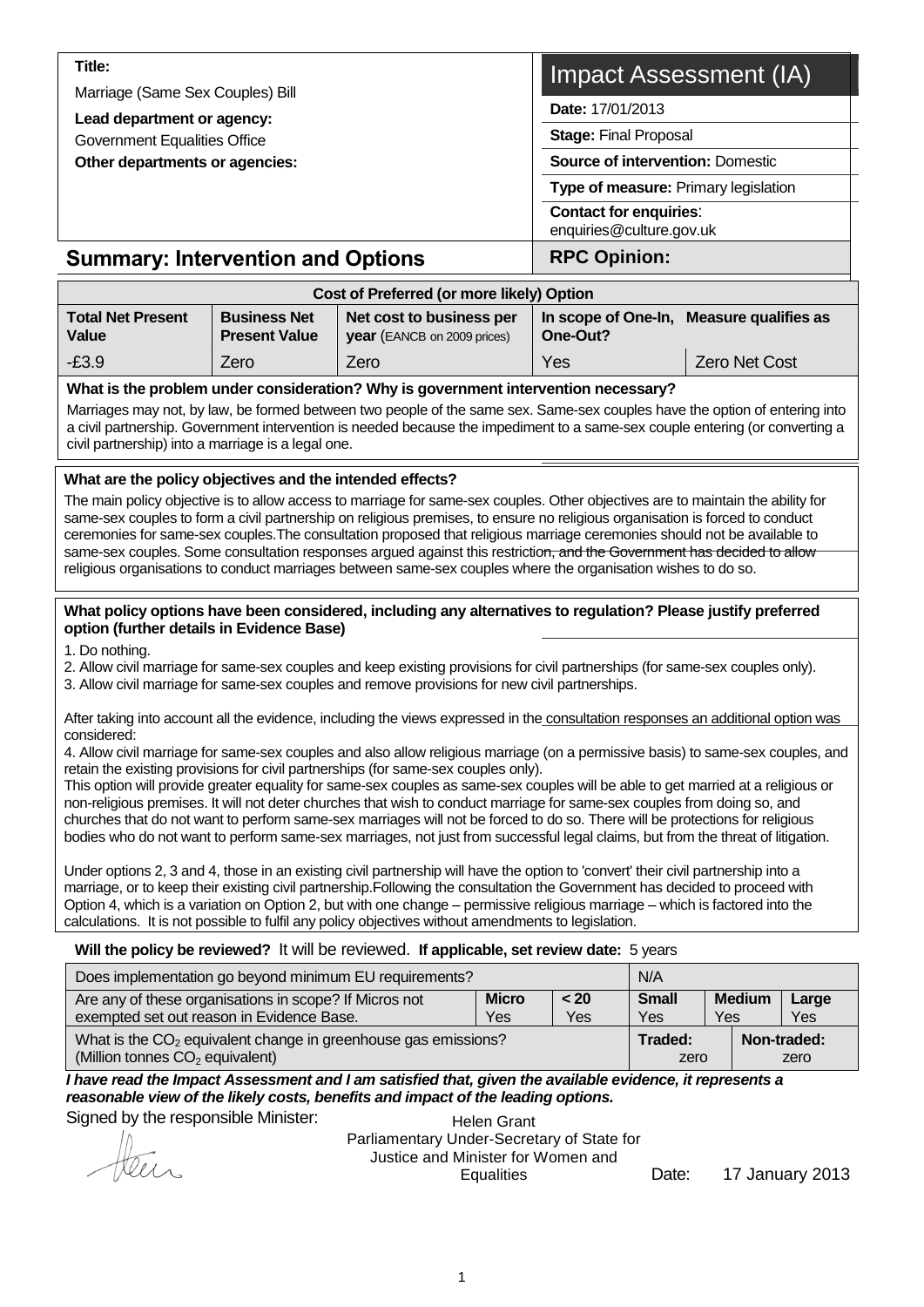**Title:**

Marriage (Same Sex Couples) Bill

**Lead department or agency:**

Government Equalities Office

**Other departments or agencies:**

# Impact Assessment (IA)

**Date:** 17/01/2013

**Stage:** Final Proposal

**Source of intervention:** Domestic

**Type of measure:** Primary legislation

**Contact for enquiries**: enquiries@culture.gov.uk

## Summary: Intervention and Options

**RPC Opinion:**

| Cost of Preferred (or more likely) Option | | | | |
|---|---|---|---|---|
| **Total Net Present Value** | **Business Net Present Value** | **Net cost to business per year** (EANCB on 2009 prices) | **In scope of One-In, One-Out?** | **Measure qualifies as** |
| -£3.9 | Zero | Zero | Yes | Zero Net Cost |

**What is the problem under consideration? Why is government intervention necessary?**

Marriages may not, by law, be formed between two people of the same sex. Same-sex couples have the option of entering into a civil partnership. Government intervention is needed because the impediment to a same-sex couple entering (or converting a civil partnership) into a marriage is a legal one.

**What are the policy objectives and the intended effects?**

The main policy objective is to allow access to marriage for same-sex couples. Other objectives are to maintain the ability for same-sex couples to form a civil partnership on religious premises, to ensure no religious organisation is forced to conduct ceremonies for same-sex couples.The consultation proposed that religious marriage ceremonies should not be available to same-sex couples. Some consultation responses argued against this restriction, and the Government has decided to allow religious organisations to conduct marriages between same-sex couples where the organisation wishes to do so.

**What policy options have been considered, including any alternatives to regulation? Please justify preferred option (further details in Evidence Base)**

1. Do nothing.
2. Allow civil marriage for same-sex couples and keep existing provisions for civil partnerships (for same-sex couples only).
3. Allow civil marriage for same-sex couples and remove provisions for new civil partnerships.

After taking into account all the evidence, including the views expressed in the consultation responses an additional option was considered:

4. Allow civil marriage for same-sex couples and also allow religious marriage (on a permissive basis) to same-sex couples, and retain the existing provisions for civil partnerships (for same-sex couples only).

This option will provide greater equality for same-sex couples as same-sex couples will be able to get married at a religious or non-religious premises. It will not deter churches that wish to conduct marriage for same-sex couples from doing so, and churches that do not want to perform same-sex marriages will not be forced to do so. There will be protections for religious bodies who do not want to perform same-sex marriages, not just from successful legal claims, but from the threat of litigation.

Under options 2, 3 and 4, those in an existing civil partnership will have the option to 'convert' their civil partnership into a marriage, or to keep their existing civil partnership.Following the consultation the Government has decided to proceed with Option 4, which is a variation on Option 2, but with one change – permissive religious marriage – which is factored into the calculations. It is not possible to fulfil any policy objectives without amendments to legislation.

**Will the policy be reviewed?** It will be reviewed. **If applicable, set review date:** 5 years

| Does implementation go beyond minimum EU requirements? | | | N/A | | |
|---|---|---|---|---|---|
| Are any of these organisations in scope? If Micros not exempted set out reason in Evidence Base. | **Micro** Yes | **< 20** Yes | **Small** Yes | **Medium** Yes | **Large** Yes |
| What is the $CO_2$ equivalent change in greenhouse gas emissions? (Million tonnes $CO_2$ equivalent) | | | **Traded:** zero | **Non-traded:** zero | |

***I have read the Impact Assessment and I am satisfied that, given the available evidence, it represents a reasonable view of the likely costs, benefits and impact of the leading options.***

Signed by the responsible Minister: Helen Grant, Parliamentary Under-Secretary of State for Justice and Minister for Women and Equalities

Date: 17 January 2013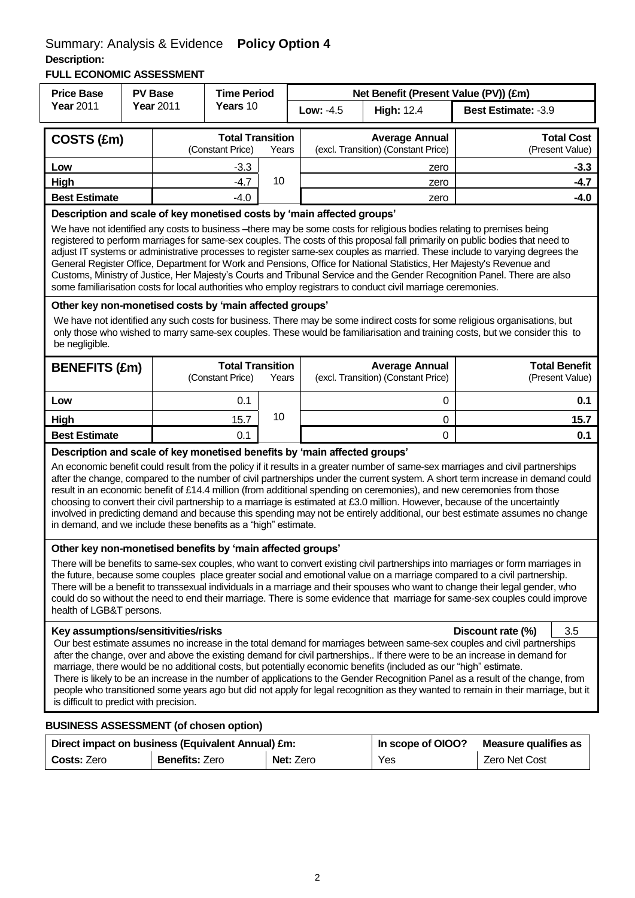## Summary: Analysis & Evidence **Policy Option 4**

**Description:**

**FULL ECONOMIC ASSESSMENT**

| Price Base Year 2011 | PV Base Year 2011 | Time Period Years 10 | Net Benefit (Present Value (PV)) (£m) | | |
|---|---|---|---|---|---|
| | | | Low: -4.5 | High: 12.4 | Best Estimate: -3.9 |

| COSTS (£m) | Total Transition (Constant Price) | Years | Average Annual (excl. Transition) (Constant Price) | Total Cost (Present Value) |
|---|---|---|---|---|
| Low | -3.3 | 10 | zero | -3.3 |
| High | -4.7 | | zero | -4.7 |
| Best Estimate | -4.0 | | zero | -4.0 |

**Description and scale of key monetised costs by 'main affected groups'**

We have not identified any costs to business –there may be some costs for religious bodies relating to premises being registered to perform marriages for same-sex couples. The costs of this proposal fall primarily on public bodies that need to adjust IT systems or administrative processes to register same-sex couples as married. These include to varying degrees the General Register Office, Department for Work and Pensions, Office for National Statistics, Her Majesty's Revenue and Customs, Ministry of Justice, Her Majesty's Courts and Tribunal Service and the Gender Recognition Panel. There are also some familiarisation costs for local authorities who employ registrars to conduct civil marriage ceremonies.

**Other key non-monetised costs by 'main affected groups'**

We have not identified any such costs for business. There may be some indirect costs for some religious organisations, but only those who wished to marry same-sex couples. These would be familiarisation and training costs, but we consider this to be negligible.

| BENEFITS (£m) | Total Transition (Constant Price) | Years | Average Annual (excl. Transition) (Constant Price) | Total Benefit (Present Value) |
|---|---|---|---|---|
| Low | 0.1 | 10 | 0 | 0.1 |
| High | 15.7 | | 0 | 15.7 |
| Best Estimate | 0.1 | | 0 | 0.1 |

**Description and scale of key monetised benefits by 'main affected groups'**

An economic benefit could result from the policy if it results in a greater number of same-sex marriages and civil partnerships after the change, compared to the number of civil partnerships under the current system. A short term increase in demand could result in an economic benefit of £14.4 million (from additional spending on ceremonies), and new ceremonies from those choosing to convert their civil partnership to a marriage is estimated at £3.0 million. However, because of the uncertaintly involved in predicting demand and because this spending may not be entirely additional, our best estimate assumes no change in demand, and we include these benefits as a "high" estimate.

**Other key non-monetised benefits by 'main affected groups'**

There will be benefits to same-sex couples, who want to convert existing civil partnerships into marriages or form marriages in the future, because some couples place greater social and emotional value on a marriage compared to a civil partnership. There will be a benefit to transsexual individuals in a marriage and their spouses who want to change their legal gender, who could do so without the need to end their marriage. There is some evidence that marriage for same-sex couples could improve health of LGB&T persons.

**Key assumptions/sensitivities/risks** — **Discount rate (%)** 3.5

Our best estimate assumes no increase in the total demand for marriages between same-sex couples and civil partnerships after the change, over and above the existing demand for civil partnerships.. If there were to be an increase in demand for marriage, there would be no additional costs, but potentially economic benefits (included as our "high" estimate.

There is likely to be an increase in the number of applications to the Gender Recognition Panel as a result of the change, from people who transitioned some years ago but did not apply for legal recognition as they wanted to remain in their marriage, but it is difficult to predict with precision.

**BUSINESS ASSESSMENT (of chosen option)**

| Direct impact on business (Equivalent Annual) £m: | | | In scope of OIOO? | Measure qualifies as |
|---|---|---|---|---|
| Costs: Zero | Benefits: Zero | Net: Zero | Yes | Zero Net Cost |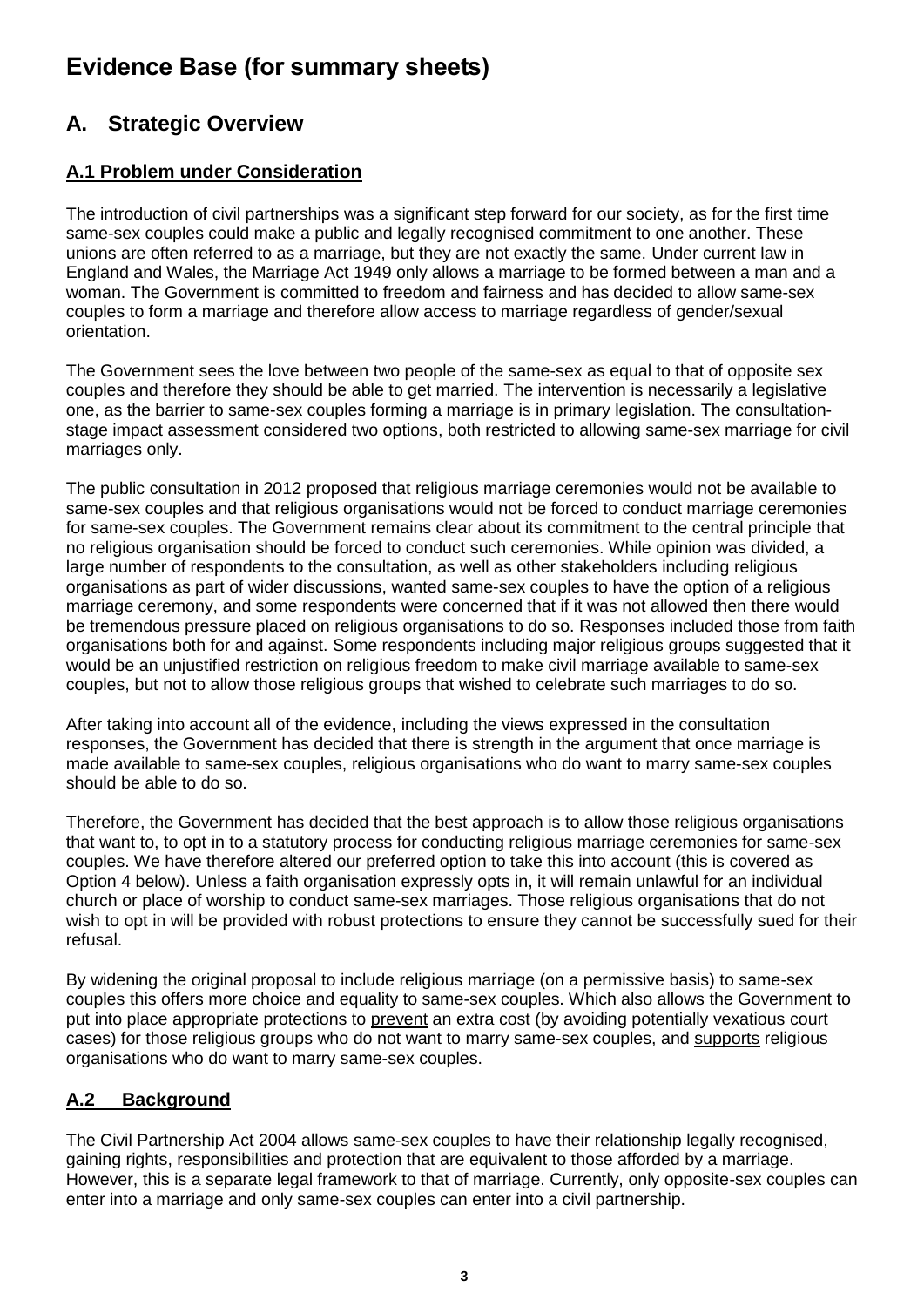# Evidence Base (for summary sheets)

## A. Strategic Overview

### A.1 Problem under Consideration

The introduction of civil partnerships was a significant step forward for our society, as for the first time same-sex couples could make a public and legally recognised commitment to one another. These unions are often referred to as a marriage, but they are not exactly the same. Under current law in England and Wales, the Marriage Act 1949 only allows a marriage to be formed between a man and a woman. The Government is committed to freedom and fairness and has decided to allow same-sex couples to form a marriage and therefore allow access to marriage regardless of gender/sexual orientation.

The Government sees the love between two people of the same-sex as equal to that of opposite sex couples and therefore they should be able to get married. The intervention is necessarily a legislative one, as the barrier to same-sex couples forming a marriage is in primary legislation. The consultation-stage impact assessment considered two options, both restricted to allowing same-sex marriage for civil marriages only.

The public consultation in 2012 proposed that religious marriage ceremonies would not be available to same-sex couples and that religious organisations would not be forced to conduct marriage ceremonies for same-sex couples. The Government remains clear about its commitment to the central principle that no religious organisation should be forced to conduct such ceremonies. While opinion was divided, a large number of respondents to the consultation, as well as other stakeholders including religious organisations as part of wider discussions, wanted same-sex couples to have the option of a religious marriage ceremony, and some respondents were concerned that if it was not allowed then there would be tremendous pressure placed on religious organisations to do so. Responses included those from faith organisations both for and against. Some respondents including major religious groups suggested that it would be an unjustified restriction on religious freedom to make civil marriage available to same-sex couples, but not to allow those religious groups that wished to celebrate such marriages to do so.

After taking into account all of the evidence, including the views expressed in the consultation responses, the Government has decided that there is strength in the argument that once marriage is made available to same-sex couples, religious organisations who do want to marry same-sex couples should be able to do so.

Therefore, the Government has decided that the best approach is to allow those religious organisations that want to, to opt in to a statutory process for conducting religious marriage ceremonies for same-sex couples. We have therefore altered our preferred option to take this into account (this is covered as Option 4 below). Unless a faith organisation expressly opts in, it will remain unlawful for an individual church or place of worship to conduct same-sex marriages. Those religious organisations that do not wish to opt in will be provided with robust protections to ensure they cannot be successfully sued for their refusal.

By widening the original proposal to include religious marriage (on a permissive basis) to same-sex couples this offers more choice and equality to same-sex couples. Which also allows the Government to put into place appropriate protections to prevent an extra cost (by avoiding potentially vexatious court cases) for those religious groups who do not want to marry same-sex couples, and supports religious organisations who do want to marry same-sex couples.

### A.2 Background

The Civil Partnership Act 2004 allows same-sex couples to have their relationship legally recognised, gaining rights, responsibilities and protection that are equivalent to those afforded by a marriage. However, this is a separate legal framework to that of marriage. Currently, only opposite-sex couples can enter into a marriage and only same-sex couples can enter into a civil partnership.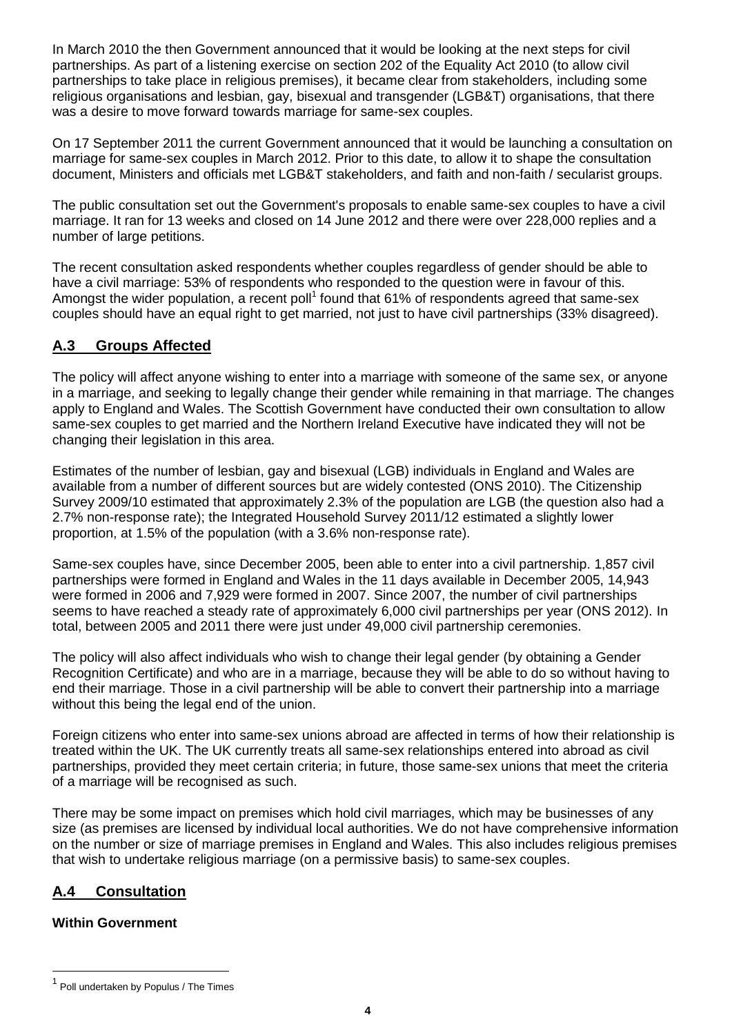In March 2010 the then Government announced that it would be looking at the next steps for civil partnerships. As part of a listening exercise on section 202 of the Equality Act 2010 (to allow civil partnerships to take place in religious premises), it became clear from stakeholders, including some religious organisations and lesbian, gay, bisexual and transgender (LGB&T) organisations, that there was a desire to move forward towards marriage for same-sex couples.

On 17 September 2011 the current Government announced that it would be launching a consultation on marriage for same-sex couples in March 2012. Prior to this date, to allow it to shape the consultation document, Ministers and officials met LGB&T stakeholders, and faith and non-faith / secularist groups.

The public consultation set out the Government's proposals to enable same-sex couples to have a civil marriage. It ran for 13 weeks and closed on 14 June 2012 and there were over 228,000 replies and a number of large petitions.

The recent consultation asked respondents whether couples regardless of gender should be able to have a civil marriage: 53% of respondents who responded to the question were in favour of this. Amongst the wider population, a recent poll[1] found that 61% of respondents agreed that same-sex couples should have an equal right to get married, not just to have civil partnerships (33% disagreed).

## A.3 Groups Affected

The policy will affect anyone wishing to enter into a marriage with someone of the same sex, or anyone in a marriage, and seeking to legally change their gender while remaining in that marriage. The changes apply to England and Wales. The Scottish Government have conducted their own consultation to allow same-sex couples to get married and the Northern Ireland Executive have indicated they will not be changing their legislation in this area.

Estimates of the number of lesbian, gay and bisexual (LGB) individuals in England and Wales are available from a number of different sources but are widely contested (ONS 2010). The Citizenship Survey 2009/10 estimated that approximately 2.3% of the population are LGB (the question also had a 2.7% non-response rate); the Integrated Household Survey 2011/12 estimated a slightly lower proportion, at 1.5% of the population (with a 3.6% non-response rate).

Same-sex couples have, since December 2005, been able to enter into a civil partnership. 1,857 civil partnerships were formed in England and Wales in the 11 days available in December 2005, 14,943 were formed in 2006 and 7,929 were formed in 2007. Since 2007, the number of civil partnerships seems to have reached a steady rate of approximately 6,000 civil partnerships per year (ONS 2012). In total, between 2005 and 2011 there were just under 49,000 civil partnership ceremonies.

The policy will also affect individuals who wish to change their legal gender (by obtaining a Gender Recognition Certificate) and who are in a marriage, because they will be able to do so without having to end their marriage. Those in a civil partnership will be able to convert their partnership into a marriage without this being the legal end of the union.

Foreign citizens who enter into same-sex unions abroad are affected in terms of how their relationship is treated within the UK. The UK currently treats all same-sex relationships entered into abroad as civil partnerships, provided they meet certain criteria; in future, those same-sex unions that meet the criteria of a marriage will be recognised as such.

There may be some impact on premises which hold civil marriages, which may be businesses of any size (as premises are licensed by individual local authorities. We do not have comprehensive information on the number or size of marriage premises in England and Wales. This also includes religious premises that wish to undertake religious marriage (on a permissive basis) to same-sex couples.

## A.4 Consultation

**Within Government**

[1] Poll undertaken by Populus / The Times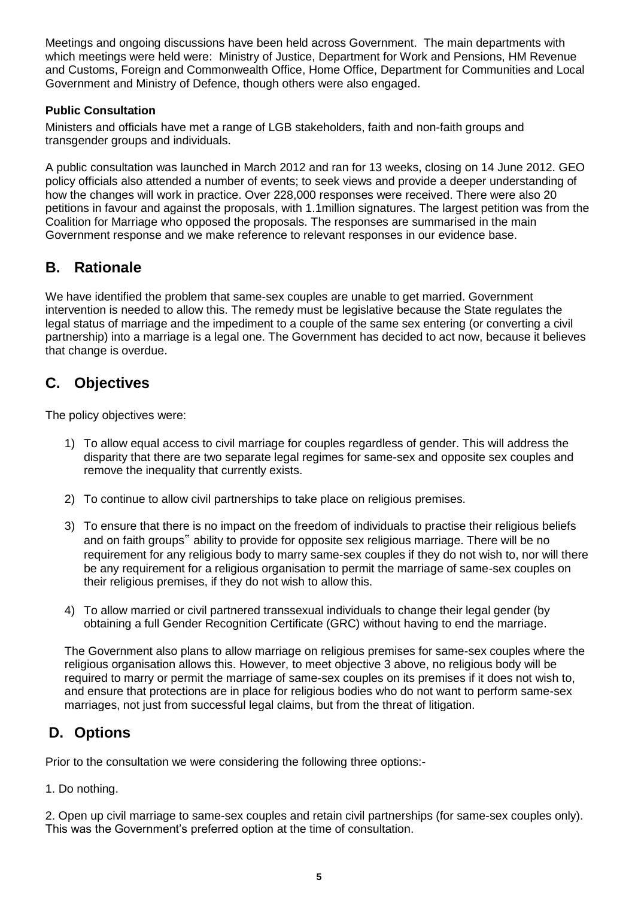Meetings and ongoing discussions have been held across Government. The main departments with which meetings were held were: Ministry of Justice, Department for Work and Pensions, HM Revenue and Customs, Foreign and Commonwealth Office, Home Office, Department for Communities and Local Government and Ministry of Defence, though others were also engaged.

**Public Consultation**

Ministers and officials have met a range of LGB stakeholders, faith and non-faith groups and transgender groups and individuals.

A public consultation was launched in March 2012 and ran for 13 weeks, closing on 14 June 2012. GEO policy officials also attended a number of events; to seek views and provide a deeper understanding of how the changes will work in practice. Over 228,000 responses were received. There were also 20 petitions in favour and against the proposals, with 1.1million signatures. The largest petition was from the Coalition for Marriage who opposed the proposals. The responses are summarised in the main Government response and we make reference to relevant responses in our evidence base.

## B. Rationale

We have identified the problem that same-sex couples are unable to get married. Government intervention is needed to allow this. The remedy must be legislative because the State regulates the legal status of marriage and the impediment to a couple of the same sex entering (or converting a civil partnership) into a marriage is a legal one. The Government has decided to act now, because it believes that change is overdue.

## C. Objectives

The policy objectives were:

1) To allow equal access to civil marriage for couples regardless of gender. This will address the disparity that there are two separate legal regimes for same-sex and opposite sex couples and remove the inequality that currently exists.

2) To continue to allow civil partnerships to take place on religious premises.

3) To ensure that there is no impact on the freedom of individuals to practise their religious beliefs and on faith groups‟ ability to provide for opposite sex religious marriage. There will be no requirement for any religious body to marry same-sex couples if they do not wish to, nor will there be any requirement for a religious organisation to permit the marriage of same-sex couples on their religious premises, if they do not wish to allow this.

4) To allow married or civil partnered transsexual individuals to change their legal gender (by obtaining a full Gender Recognition Certificate (GRC) without having to end the marriage.

The Government also plans to allow marriage on religious premises for same-sex couples where the religious organisation allows this. However, to meet objective 3 above, no religious body will be required to marry or permit the marriage of same-sex couples on its premises if it does not wish to, and ensure that protections are in place for religious bodies who do not want to perform same-sex marriages, not just from successful legal claims, but from the threat of litigation.

## D. Options

Prior to the consultation we were considering the following three options:-

1. Do nothing.

2. Open up civil marriage to same-sex couples and retain civil partnerships (for same-sex couples only). This was the Government's preferred option at the time of consultation.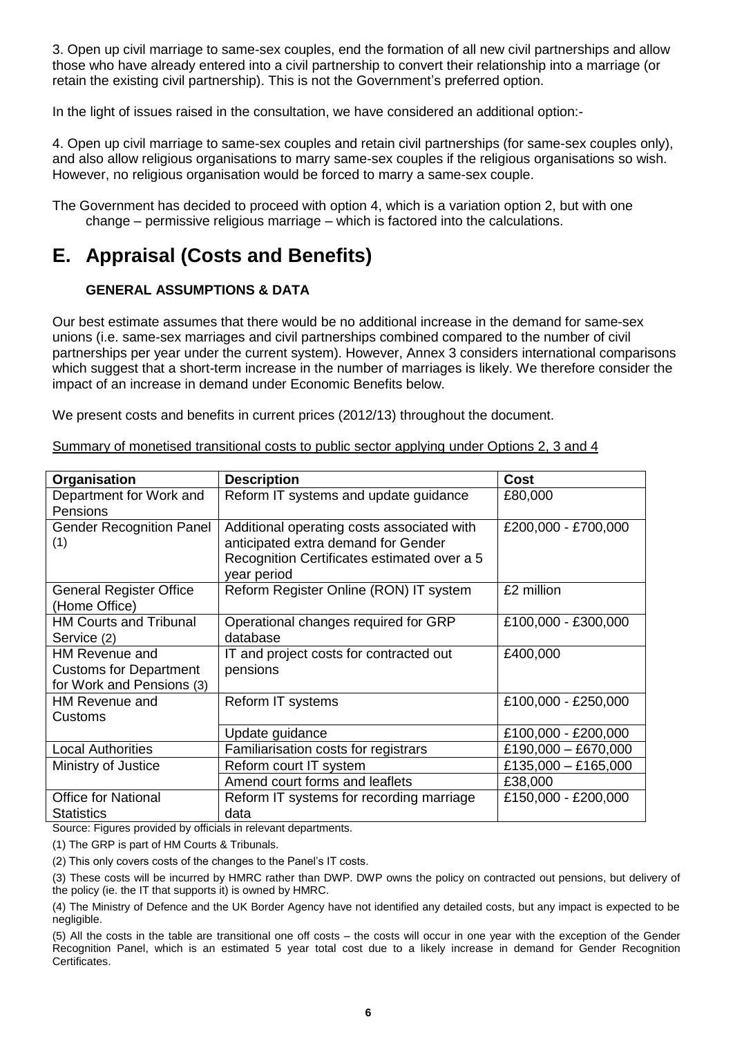3. Open up civil marriage to same-sex couples, end the formation of all new civil partnerships and allow those who have already entered into a civil partnership to convert their relationship into a marriage (or retain the existing civil partnership). This is not the Government's preferred option.

In the light of issues raised in the consultation, we have considered an additional option:-

4. Open up civil marriage to same-sex couples and retain civil partnerships (for same-sex couples only), and also allow religious organisations to marry same-sex couples if the religious organisations so wish. However, no religious organisation would be forced to marry a same-sex couple.

The Government has decided to proceed with option 4, which is a variation option 2, but with one change – permissive religious marriage – which is factored into the calculations.

# E. Appraisal (Costs and Benefits)

### GENERAL ASSUMPTIONS & DATA

Our best estimate assumes that there would be no additional increase in the demand for same-sex unions (i.e. same-sex marriages and civil partnerships combined compared to the number of civil partnerships per year under the current system). However, Annex 3 considers international comparisons which suggest that a short-term increase in the number of marriages is likely. We therefore consider the impact of an increase in demand under Economic Benefits below.

We present costs and benefits in current prices (2012/13) throughout the document.

Summary of monetised transitional costs to public sector applying under Options 2, 3 and 4

| Organisation | Description | Cost |
|---|---|---|
| Department for Work and Pensions | Reform IT systems and update guidance | £80,000 |
| Gender Recognition Panel (1) | Additional operating costs associated with anticipated extra demand for Gender Recognition Certificates estimated over a 5 year period | £200,000 - £700,000 |
| General Register Office (Home Office) | Reform Register Online (RON) IT system | £2 million |
| HM Courts and Tribunal Service (2) | Operational changes required for GRP database | £100,000 - £300,000 |
| HM Revenue and Customs for Department for Work and Pensions (3) | IT and project costs for contracted out pensions | £400,000 |
| HM Revenue and Customs | Reform IT systems | £100,000 - £250,000 |
| | Update guidance | £100,000 - £200,000 |
| Local Authorities | Familiarisation costs for registrars | £190,000 – £670,000 |
| Ministry of Justice | Reform court IT system | £135,000 – £165,000 |
| | Amend court forms and leaflets | £38,000 |
| Office for National Statistics | Reform IT systems for recording marriage data | £150,000 - £200,000 |

Source: Figures provided by officials in relevant departments.

(1) The GRP is part of HM Courts & Tribunals.

(2) This only covers costs of the changes to the Panel's IT costs.

(3) These costs will be incurred by HMRC rather than DWP. DWP owns the policy on contracted out pensions, but delivery of the policy (ie. the IT that supports it) is owned by HMRC.

(4) The Ministry of Defence and the UK Border Agency have not identified any detailed costs, but any impact is expected to be negligible.

(5) All the costs in the table are transitional one off costs – the costs will occur in one year with the exception of the Gender Recognition Panel, which is an estimated 5 year total cost due to a likely increase in demand for Gender Recognition Certificates.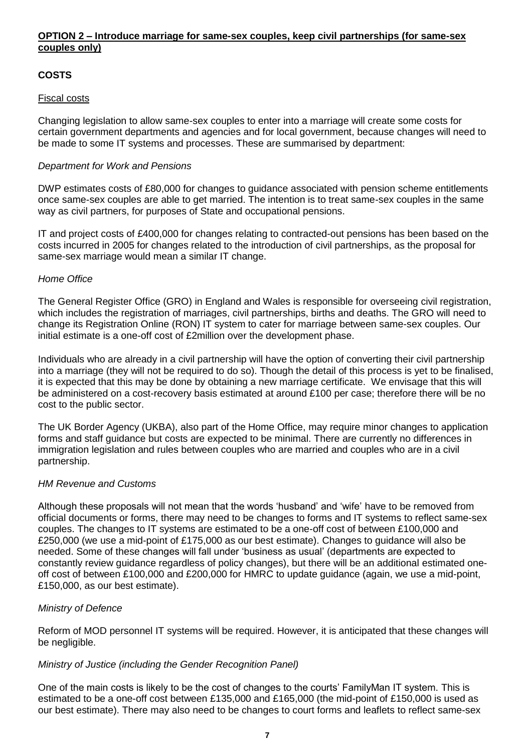**OPTION 2 – Introduce marriage for same-sex couples, keep civil partnerships (for same-sex couples only)**

**COSTS**

Fiscal costs

Changing legislation to allow same-sex couples to enter into a marriage will create some costs for certain government departments and agencies and for local government, because changes will need to be made to some IT systems and processes. These are summarised by department:

*Department for Work and Pensions*

DWP estimates costs of £80,000 for changes to guidance associated with pension scheme entitlements once same-sex couples are able to get married. The intention is to treat same-sex couples in the same way as civil partners, for purposes of State and occupational pensions.

IT and project costs of £400,000 for changes relating to contracted-out pensions has been based on the costs incurred in 2005 for changes related to the introduction of civil partnerships, as the proposal for same-sex marriage would mean a similar IT change.

*Home Office*

The General Register Office (GRO) in England and Wales is responsible for overseeing civil registration, which includes the registration of marriages, civil partnerships, births and deaths. The GRO will need to change its Registration Online (RON) IT system to cater for marriage between same-sex couples. Our initial estimate is a one-off cost of £2million over the development phase.

Individuals who are already in a civil partnership will have the option of converting their civil partnership into a marriage (they will not be required to do so). Though the detail of this process is yet to be finalised, it is expected that this may be done by obtaining a new marriage certificate. We envisage that this will be administered on a cost-recovery basis estimated at around £100 per case; therefore there will be no cost to the public sector.

The UK Border Agency (UKBA), also part of the Home Office, may require minor changes to application forms and staff guidance but costs are expected to be minimal. There are currently no differences in immigration legislation and rules between couples who are married and couples who are in a civil partnership.

*HM Revenue and Customs*

Although these proposals will not mean that the words 'husband' and 'wife' have to be removed from official documents or forms, there may need to be changes to forms and IT systems to reflect same-sex couples. The changes to IT systems are estimated to be a one-off cost of between £100,000 and £250,000 (we use a mid-point of £175,000 as our best estimate). Changes to guidance will also be needed. Some of these changes will fall under 'business as usual' (departments are expected to constantly review guidance regardless of policy changes), but there will be an additional estimated one-off cost of between £100,000 and £200,000 for HMRC to update guidance (again, we use a mid-point, £150,000, as our best estimate).

*Ministry of Defence*

Reform of MOD personnel IT systems will be required. However, it is anticipated that these changes will be negligible.

*Ministry of Justice (including the Gender Recognition Panel)*

One of the main costs is likely to be the cost of changes to the courts' FamilyMan IT system. This is estimated to be a one-off cost between £135,000 and £165,000 (the mid-point of £150,000 is used as our best estimate). There may also need to be changes to court forms and leaflets to reflect same-sex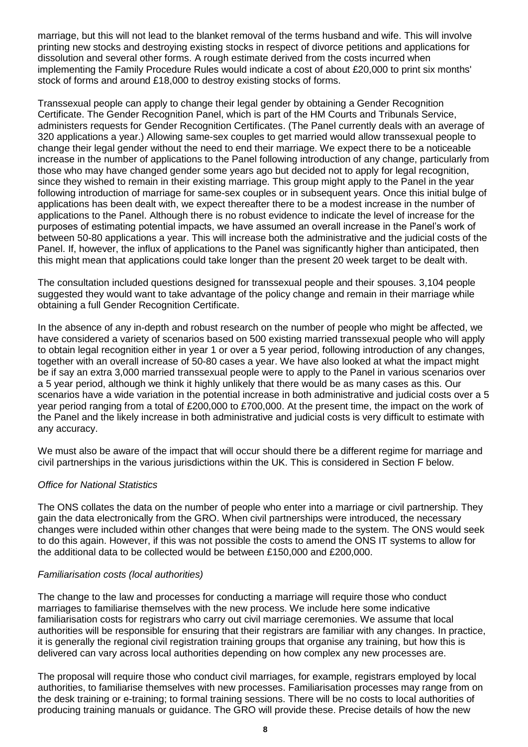marriage, but this will not lead to the blanket removal of the terms husband and wife. This will involve printing new stocks and destroying existing stocks in respect of divorce petitions and applications for dissolution and several other forms. A rough estimate derived from the costs incurred when implementing the Family Procedure Rules would indicate a cost of about £20,000 to print six months' stock of forms and around £18,000 to destroy existing stocks of forms.

Transsexual people can apply to change their legal gender by obtaining a Gender Recognition Certificate. The Gender Recognition Panel, which is part of the HM Courts and Tribunals Service, administers requests for Gender Recognition Certificates. (The Panel currently deals with an average of 320 applications a year.) Allowing same-sex couples to get married would allow transsexual people to change their legal gender without the need to end their marriage. We expect there to be a noticeable increase in the number of applications to the Panel following introduction of any change, particularly from those who may have changed gender some years ago but decided not to apply for legal recognition, since they wished to remain in their existing marriage. This group might apply to the Panel in the year following introduction of marriage for same-sex couples or in subsequent years. Once this initial bulge of applications has been dealt with, we expect thereafter there to be a modest increase in the number of applications to the Panel. Although there is no robust evidence to indicate the level of increase for the purposes of estimating potential impacts, we have assumed an overall increase in the Panel's work of between 50-80 applications a year. This will increase both the administrative and the judicial costs of the Panel. If, however, the influx of applications to the Panel was significantly higher than anticipated, then this might mean that applications could take longer than the present 20 week target to be dealt with.

The consultation included questions designed for transsexual people and their spouses. 3,104 people suggested they would want to take advantage of the policy change and remain in their marriage while obtaining a full Gender Recognition Certificate.

In the absence of any in-depth and robust research on the number of people who might be affected, we have considered a variety of scenarios based on 500 existing married transsexual people who will apply to obtain legal recognition either in year 1 or over a 5 year period, following introduction of any changes, together with an overall increase of 50-80 cases a year. We have also looked at what the impact might be if say an extra 3,000 married transsexual people were to apply to the Panel in various scenarios over a 5 year period, although we think it highly unlikely that there would be as many cases as this. Our scenarios have a wide variation in the potential increase in both administrative and judicial costs over a 5 year period ranging from a total of £200,000 to £700,000. At the present time, the impact on the work of the Panel and the likely increase in both administrative and judicial costs is very difficult to estimate with any accuracy.

We must also be aware of the impact that will occur should there be a different regime for marriage and civil partnerships in the various jurisdictions within the UK. This is considered in Section F below.

*Office for National Statistics*

The ONS collates the data on the number of people who enter into a marriage or civil partnership. They gain the data electronically from the GRO. When civil partnerships were introduced, the necessary changes were included within other changes that were being made to the system. The ONS would seek to do this again. However, if this was not possible the costs to amend the ONS IT systems to allow for the additional data to be collected would be between £150,000 and £200,000.

*Familiarisation costs (local authorities)*

The change to the law and processes for conducting a marriage will require those who conduct marriages to familiarise themselves with the new process. We include here some indicative familiarisation costs for registrars who carry out civil marriage ceremonies. We assume that local authorities will be responsible for ensuring that their registrars are familiar with any changes. In practice, it is generally the regional civil registration training groups that organise any training, but how this is delivered can vary across local authorities depending on how complex any new processes are.

The proposal will require those who conduct civil marriages, for example, registrars employed by local authorities, to familiarise themselves with new processes. Familiarisation processes may range from on the desk training or e-training; to formal training sessions. There will be no costs to local authorities of producing training manuals or guidance. The GRO will provide these. Precise details of how the new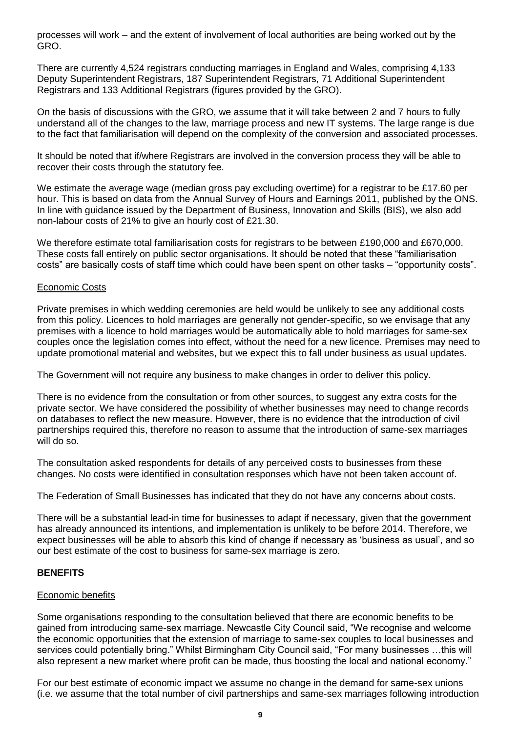processes will work – and the extent of involvement of local authorities are being worked out by the GRO.

There are currently 4,524 registrars conducting marriages in England and Wales, comprising 4,133 Deputy Superintendent Registrars, 187 Superintendent Registrars, 71 Additional Superintendent Registrars and 133 Additional Registrars (figures provided by the GRO).

On the basis of discussions with the GRO, we assume that it will take between 2 and 7 hours to fully understand all of the changes to the law, marriage process and new IT systems. The large range is due to the fact that familiarisation will depend on the complexity of the conversion and associated processes.

It should be noted that if/where Registrars are involved in the conversion process they will be able to recover their costs through the statutory fee.

We estimate the average wage (median gross pay excluding overtime) for a registrar to be £17.60 per hour. This is based on data from the Annual Survey of Hours and Earnings 2011, published by the ONS. In line with guidance issued by the Department of Business, Innovation and Skills (BIS), we also add non-labour costs of 21% to give an hourly cost of £21.30.

We therefore estimate total familiarisation costs for registrars to be between £190,000 and £670,000. These costs fall entirely on public sector organisations. It should be noted that these "familiarisation costs" are basically costs of staff time which could have been spent on other tasks – "opportunity costs".

Economic Costs

Private premises in which wedding ceremonies are held would be unlikely to see any additional costs from this policy. Licences to hold marriages are generally not gender-specific, so we envisage that any premises with a licence to hold marriages would be automatically able to hold marriages for same-sex couples once the legislation comes into effect, without the need for a new licence. Premises may need to update promotional material and websites, but we expect this to fall under business as usual updates.

The Government will not require any business to make changes in order to deliver this policy.

There is no evidence from the consultation or from other sources, to suggest any extra costs for the private sector. We have considered the possibility of whether businesses may need to change records on databases to reflect the new measure. However, there is no evidence that the introduction of civil partnerships required this, therefore no reason to assume that the introduction of same-sex marriages will do so.

The consultation asked respondents for details of any perceived costs to businesses from these changes. No costs were identified in consultation responses which have not been taken account of.

The Federation of Small Businesses has indicated that they do not have any concerns about costs.

There will be a substantial lead-in time for businesses to adapt if necessary, given that the government has already announced its intentions, and implementation is unlikely to be before 2014. Therefore, we expect businesses will be able to absorb this kind of change if necessary as 'business as usual', and so our best estimate of the cost to business for same-sex marriage is zero.

**BENEFITS**

Economic benefits

Some organisations responding to the consultation believed that there are economic benefits to be gained from introducing same-sex marriage. Newcastle City Council said, "We recognise and welcome the economic opportunities that the extension of marriage to same-sex couples to local businesses and services could potentially bring." Whilst Birmingham City Council said, "For many businesses …this will also represent a new market where profit can be made, thus boosting the local and national economy."

For our best estimate of economic impact we assume no change in the demand for same-sex unions (i.e. we assume that the total number of civil partnerships and same-sex marriages following introduction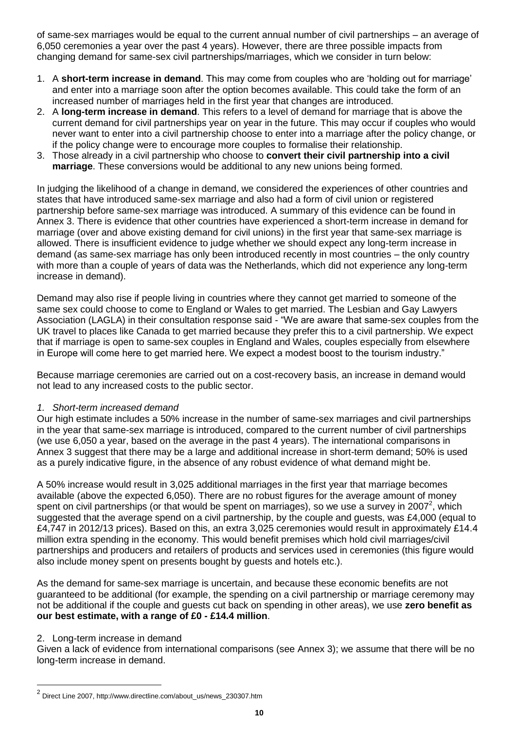of same-sex marriages would be equal to the current annual number of civil partnerships – an average of 6,050 ceremonies a year over the past 4 years). However, there are three possible impacts from changing demand for same-sex civil partnerships/marriages, which we consider in turn below:

1. A **short-term increase in demand**. This may come from couples who are 'holding out for marriage' and enter into a marriage soon after the option becomes available. This could take the form of an increased number of marriages held in the first year that changes are introduced.
2. A **long-term increase in demand**. This refers to a level of demand for marriage that is above the current demand for civil partnerships year on year in the future. This may occur if couples who would never want to enter into a civil partnership choose to enter into a marriage after the policy change, or if the policy change were to encourage more couples to formalise their relationship.
3. Those already in a civil partnership who choose to **convert their civil partnership into a civil marriage**. These conversions would be additional to any new unions being formed.

In judging the likelihood of a change in demand, we considered the experiences of other countries and states that have introduced same-sex marriage and also had a form of civil union or registered partnership before same-sex marriage was introduced. A summary of this evidence can be found in Annex 3. There is evidence that other countries have experienced a short-term increase in demand for marriage (over and above existing demand for civil unions) in the first year that same-sex marriage is allowed. There is insufficient evidence to judge whether we should expect any long-term increase in demand (as same-sex marriage has only been introduced recently in most countries – the only country with more than a couple of years of data was the Netherlands, which did not experience any long-term increase in demand).

Demand may also rise if people living in countries where they cannot get married to someone of the same sex could choose to come to England or Wales to get married. The Lesbian and Gay Lawyers Association (LAGLA) in their consultation response said - "We are aware that same-sex couples from the UK travel to places like Canada to get married because they prefer this to a civil partnership. We expect that if marriage is open to same-sex couples in England and Wales, couples especially from elsewhere in Europe will come here to get married here. We expect a modest boost to the tourism industry."

Because marriage ceremonies are carried out on a cost-recovery basis, an increase in demand would not lead to any increased costs to the public sector.

*1. Short-term increased demand*

Our high estimate includes a 50% increase in the number of same-sex marriages and civil partnerships in the year that same-sex marriage is introduced, compared to the current number of civil partnerships (we use 6,050 a year, based on the average in the past 4 years). The international comparisons in Annex 3 suggest that there may be a large and additional increase in short-term demand; 50% is used as a purely indicative figure, in the absence of any robust evidence of what demand might be.

A 50% increase would result in 3,025 additional marriages in the first year that marriage becomes available (above the expected 6,050). There are no robust figures for the average amount of money spent on civil partnerships (or that would be spent on marriages), so we use a survey in 2007[2], which suggested that the average spend on a civil partnership, by the couple and guests, was £4,000 (equal to £4,747 in 2012/13 prices). Based on this, an extra 3,025 ceremonies would result in approximately £14.4 million extra spending in the economy. This would benefit premises which hold civil marriages/civil partnerships and producers and retailers of products and services used in ceremonies (this figure would also include money spent on presents bought by guests and hotels etc.).

As the demand for same-sex marriage is uncertain, and because these economic benefits are not guaranteed to be additional (for example, the spending on a civil partnership or marriage ceremony may not be additional if the couple and guests cut back on spending in other areas), we use **zero benefit as our best estimate, with a range of £0 - £14.4 million**.

2. Long-term increase in demand

Given a lack of evidence from international comparisons (see Annex 3); we assume that there will be no long-term increase in demand.

[2] Direct Line 2007, http://www.directline.com/about_us/news_230307.htm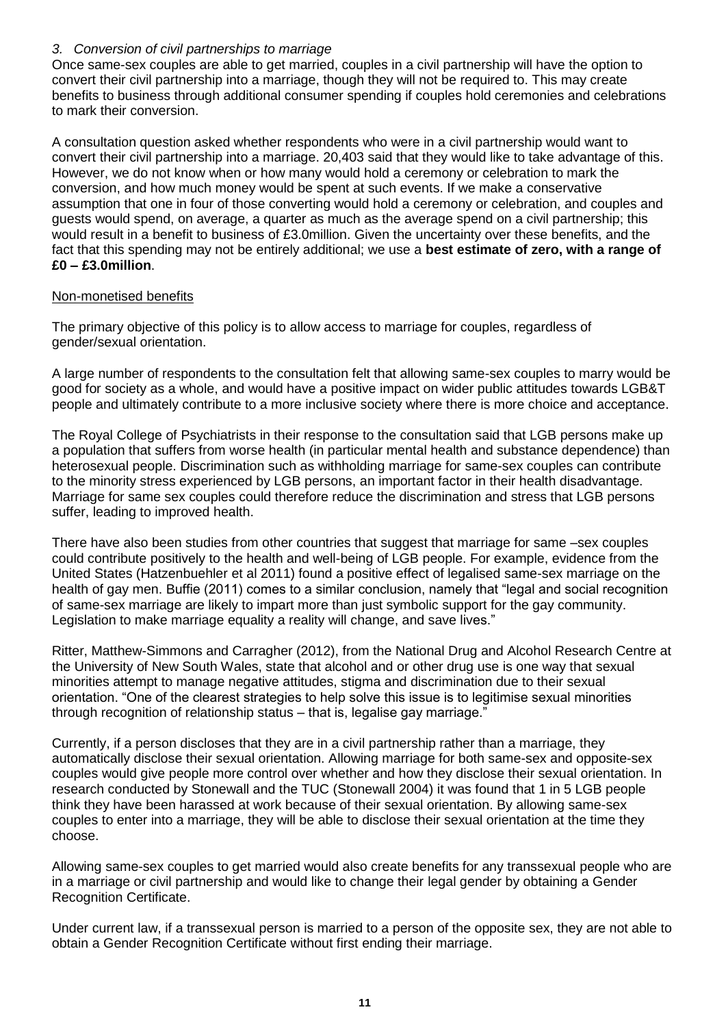### *3. Conversion of civil partnerships to marriage*

Once same-sex couples are able to get married, couples in a civil partnership will have the option to convert their civil partnership into a marriage, though they will not be required to. This may create benefits to business through additional consumer spending if couples hold ceremonies and celebrations to mark their conversion.

A consultation question asked whether respondents who were in a civil partnership would want to convert their civil partnership into a marriage. 20,403 said that they would like to take advantage of this. However, we do not know when or how many would hold a ceremony or celebration to mark the conversion, and how much money would be spent at such events. If we make a conservative assumption that one in four of those converting would hold a ceremony or celebration, and couples and guests would spend, on average, a quarter as much as the average spend on a civil partnership; this would result in a benefit to business of £3.0million. Given the uncertainty over these benefits, and the fact that this spending may not be entirely additional; we use a **best estimate of zero, with a range of £0 – £3.0million**.

Non-monetised benefits

The primary objective of this policy is to allow access to marriage for couples, regardless of gender/sexual orientation.

A large number of respondents to the consultation felt that allowing same-sex couples to marry would be good for society as a whole, and would have a positive impact on wider public attitudes towards LGB&T people and ultimately contribute to a more inclusive society where there is more choice and acceptance.

The Royal College of Psychiatrists in their response to the consultation said that LGB persons make up a population that suffers from worse health (in particular mental health and substance dependence) than heterosexual people. Discrimination such as withholding marriage for same-sex couples can contribute to the minority stress experienced by LGB persons, an important factor in their health disadvantage. Marriage for same sex couples could therefore reduce the discrimination and stress that LGB persons suffer, leading to improved health.

There have also been studies from other countries that suggest that marriage for same –sex couples could contribute positively to the health and well-being of LGB people. For example, evidence from the United States (Hatzenbuehler et al 2011) found a positive effect of legalised same-sex marriage on the health of gay men. Buffie (2011) comes to a similar conclusion, namely that "legal and social recognition of same-sex marriage are likely to impart more than just symbolic support for the gay community. Legislation to make marriage equality a reality will change, and save lives."

Ritter, Matthew-Simmons and Carragher (2012), from the National Drug and Alcohol Research Centre at the University of New South Wales, state that alcohol and or other drug use is one way that sexual minorities attempt to manage negative attitudes, stigma and discrimination due to their sexual orientation. "One of the clearest strategies to help solve this issue is to legitimise sexual minorities through recognition of relationship status – that is, legalise gay marriage."

Currently, if a person discloses that they are in a civil partnership rather than a marriage, they automatically disclose their sexual orientation. Allowing marriage for both same-sex and opposite-sex couples would give people more control over whether and how they disclose their sexual orientation. In research conducted by Stonewall and the TUC (Stonewall 2004) it was found that 1 in 5 LGB people think they have been harassed at work because of their sexual orientation. By allowing same-sex couples to enter into a marriage, they will be able to disclose their sexual orientation at the time they choose.

Allowing same-sex couples to get married would also create benefits for any transsexual people who are in a marriage or civil partnership and would like to change their legal gender by obtaining a Gender Recognition Certificate.

Under current law, if a transsexual person is married to a person of the opposite sex, they are not able to obtain a Gender Recognition Certificate without first ending their marriage.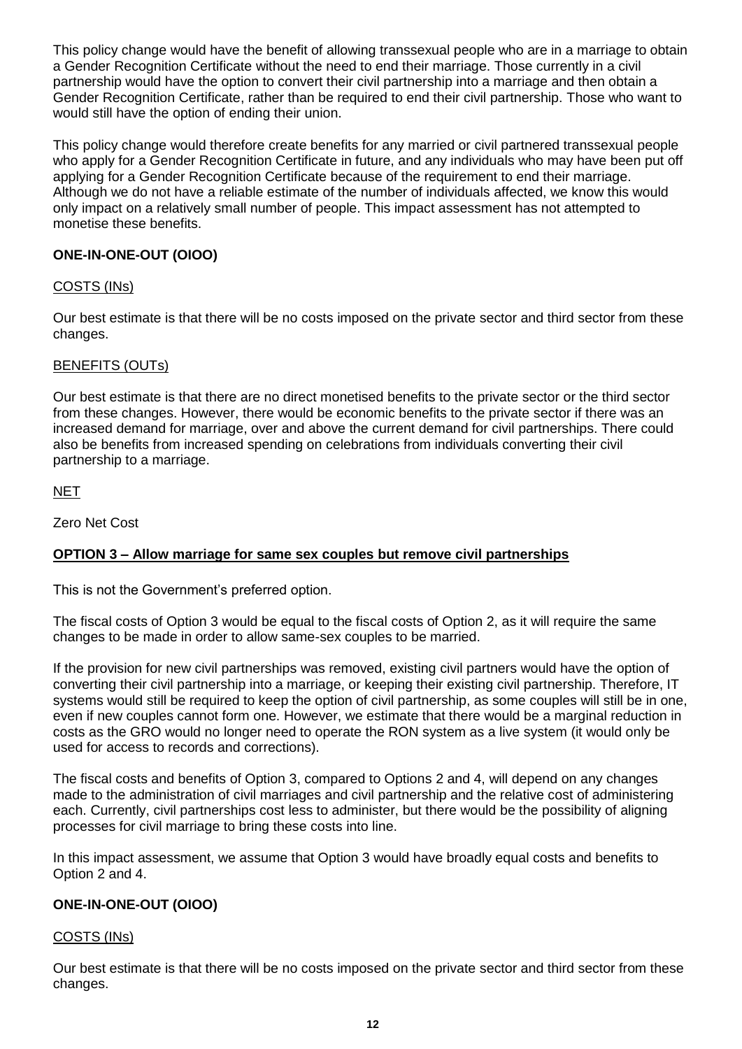This policy change would have the benefit of allowing transsexual people who are in a marriage to obtain a Gender Recognition Certificate without the need to end their marriage. Those currently in a civil partnership would have the option to convert their civil partnership into a marriage and then obtain a Gender Recognition Certificate, rather than be required to end their civil partnership. Those who want to would still have the option of ending their union.

This policy change would therefore create benefits for any married or civil partnered transsexual people who apply for a Gender Recognition Certificate in future, and any individuals who may have been put off applying for a Gender Recognition Certificate because of the requirement to end their marriage. Although we do not have a reliable estimate of the number of individuals affected, we know this would only impact on a relatively small number of people. This impact assessment has not attempted to monetise these benefits.

**ONE-IN-ONE-OUT (OIOO)**

COSTS (INs)

Our best estimate is that there will be no costs imposed on the private sector and third sector from these changes.

BENEFITS (OUTs)

Our best estimate is that there are no direct monetised benefits to the private sector or the third sector from these changes. However, there would be economic benefits to the private sector if there was an increased demand for marriage, over and above the current demand for civil partnerships. There could also be benefits from increased spending on celebrations from individuals converting their civil partnership to a marriage.

NET

Zero Net Cost

**OPTION 3 – Allow marriage for same sex couples but remove civil partnerships**

This is not the Government's preferred option.

The fiscal costs of Option 3 would be equal to the fiscal costs of Option 2, as it will require the same changes to be made in order to allow same-sex couples to be married.

If the provision for new civil partnerships was removed, existing civil partners would have the option of converting their civil partnership into a marriage, or keeping their existing civil partnership. Therefore, IT systems would still be required to keep the option of civil partnership, as some couples will still be in one, even if new couples cannot form one. However, we estimate that there would be a marginal reduction in costs as the GRO would no longer need to operate the RON system as a live system (it would only be used for access to records and corrections).

The fiscal costs and benefits of Option 3, compared to Options 2 and 4, will depend on any changes made to the administration of civil marriages and civil partnership and the relative cost of administering each. Currently, civil partnerships cost less to administer, but there would be the possibility of aligning processes for civil marriage to bring these costs into line.

In this impact assessment, we assume that Option 3 would have broadly equal costs and benefits to Option 2 and 4.

**ONE-IN-ONE-OUT (OIOO)**

COSTS (INs)

Our best estimate is that there will be no costs imposed on the private sector and third sector from these changes.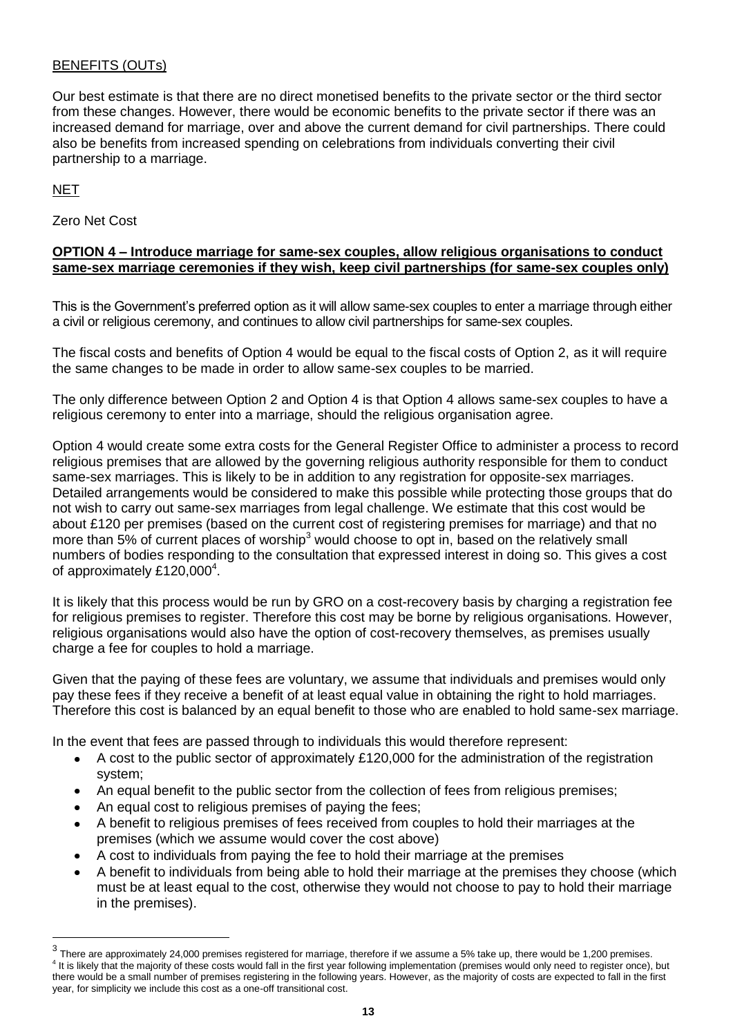BENEFITS (OUTs)

Our best estimate is that there are no direct monetised benefits to the private sector or the third sector from these changes. However, there would be economic benefits to the private sector if there was an increased demand for marriage, over and above the current demand for civil partnerships. There could also be benefits from increased spending on celebrations from individuals converting their civil partnership to a marriage.

NET

Zero Net Cost

**OPTION 4 – Introduce marriage for same-sex couples, allow religious organisations to conduct same-sex marriage ceremonies if they wish, keep civil partnerships (for same-sex couples only)**

This is the Government's preferred option as it will allow same-sex couples to enter a marriage through either a civil or religious ceremony, and continues to allow civil partnerships for same-sex couples.

The fiscal costs and benefits of Option 4 would be equal to the fiscal costs of Option 2, as it will require the same changes to be made in order to allow same-sex couples to be married.

The only difference between Option 2 and Option 4 is that Option 4 allows same-sex couples to have a religious ceremony to enter into a marriage, should the religious organisation agree.

Option 4 would create some extra costs for the General Register Office to administer a process to record religious premises that are allowed by the governing religious authority responsible for them to conduct same-sex marriages. This is likely to be in addition to any registration for opposite-sex marriages. Detailed arrangements would be considered to make this possible while protecting those groups that do not wish to carry out same-sex marriages from legal challenge. We estimate that this cost would be about £120 per premises (based on the current cost of registering premises for marriage) and that no more than 5% of current places of worship[3] would choose to opt in, based on the relatively small numbers of bodies responding to the consultation that expressed interest in doing so. This gives a cost of approximately £120,000[4].

It is likely that this process would be run by GRO on a cost-recovery basis by charging a registration fee for religious premises to register. Therefore this cost may be borne by religious organisations. However, religious organisations would also have the option of cost-recovery themselves, as premises usually charge a fee for couples to hold a marriage.

Given that the paying of these fees are voluntary, we assume that individuals and premises would only pay these fees if they receive a benefit of at least equal value in obtaining the right to hold marriages. Therefore this cost is balanced by an equal benefit to those who are enabled to hold same-sex marriage.

In the event that fees are passed through to individuals this would therefore represent:

- A cost to the public sector of approximately £120,000 for the administration of the registration system;
- An equal benefit to the public sector from the collection of fees from religious premises;
- An equal cost to religious premises of paying the fees;
- A benefit to religious premises of fees received from couples to hold their marriages at the premises (which we assume would cover the cost above)
- A cost to individuals from paying the fee to hold their marriage at the premises
- A benefit to individuals from being able to hold their marriage at the premises they choose (which must be at least equal to the cost, otherwise they would not choose to pay to hold their marriage in the premises).

[3] There are approximately 24,000 premises registered for marriage, therefore if we assume a 5% take up, there would be 1,200 premises.

[4] It is likely that the majority of these costs would fall in the first year following implementation (premises would only need to register once), but there would be a small number of premises registering in the following years. However, as the majority of costs are expected to fall in the first year, for simplicity we include this cost as a one-off transitional cost.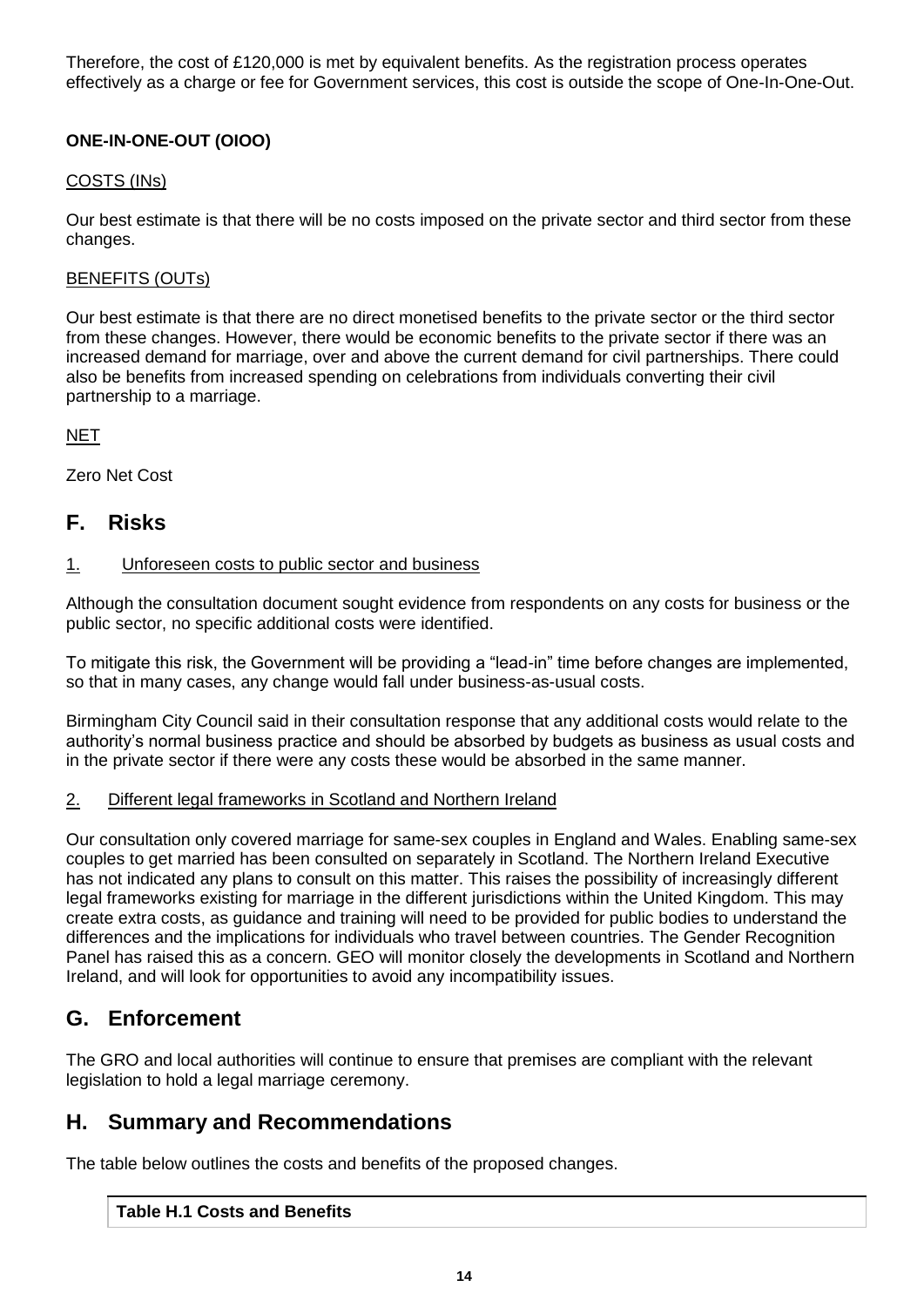Therefore, the cost of £120,000 is met by equivalent benefits. As the registration process operates effectively as a charge or fee for Government services, this cost is outside the scope of One-In-One-Out.

**ONE-IN-ONE-OUT (OIOO)**

COSTS (INs)

Our best estimate is that there will be no costs imposed on the private sector and third sector from these changes.

BENEFITS (OUTs)

Our best estimate is that there are no direct monetised benefits to the private sector or the third sector from these changes. However, there would be economic benefits to the private sector if there was an increased demand for marriage, over and above the current demand for civil partnerships. There could also be benefits from increased spending on celebrations from individuals converting their civil partnership to a marriage.

NET

Zero Net Cost

## F. Risks

1. Unforeseen costs to public sector and business

Although the consultation document sought evidence from respondents on any costs for business or the public sector, no specific additional costs were identified.

To mitigate this risk, the Government will be providing a "lead-in" time before changes are implemented, so that in many cases, any change would fall under business-as-usual costs.

Birmingham City Council said in their consultation response that any additional costs would relate to the authority's normal business practice and should be absorbed by budgets as business as usual costs and in the private sector if there were any costs these would be absorbed in the same manner.

2. Different legal frameworks in Scotland and Northern Ireland

Our consultation only covered marriage for same-sex couples in England and Wales. Enabling same-sex couples to get married has been consulted on separately in Scotland. The Northern Ireland Executive has not indicated any plans to consult on this matter. This raises the possibility of increasingly different legal frameworks existing for marriage in the different jurisdictions within the United Kingdom. This may create extra costs, as guidance and training will need to be provided for public bodies to understand the differences and the implications for individuals who travel between countries. The Gender Recognition Panel has raised this as a concern. GEO will monitor closely the developments in Scotland and Northern Ireland, and will look for opportunities to avoid any incompatibility issues.

## G. Enforcement

The GRO and local authorities will continue to ensure that premises are compliant with the relevant legislation to hold a legal marriage ceremony.

## H. Summary and Recommendations

The table below outlines the costs and benefits of the proposed changes.

| Table H.1 Costs and Benefits |
| --- |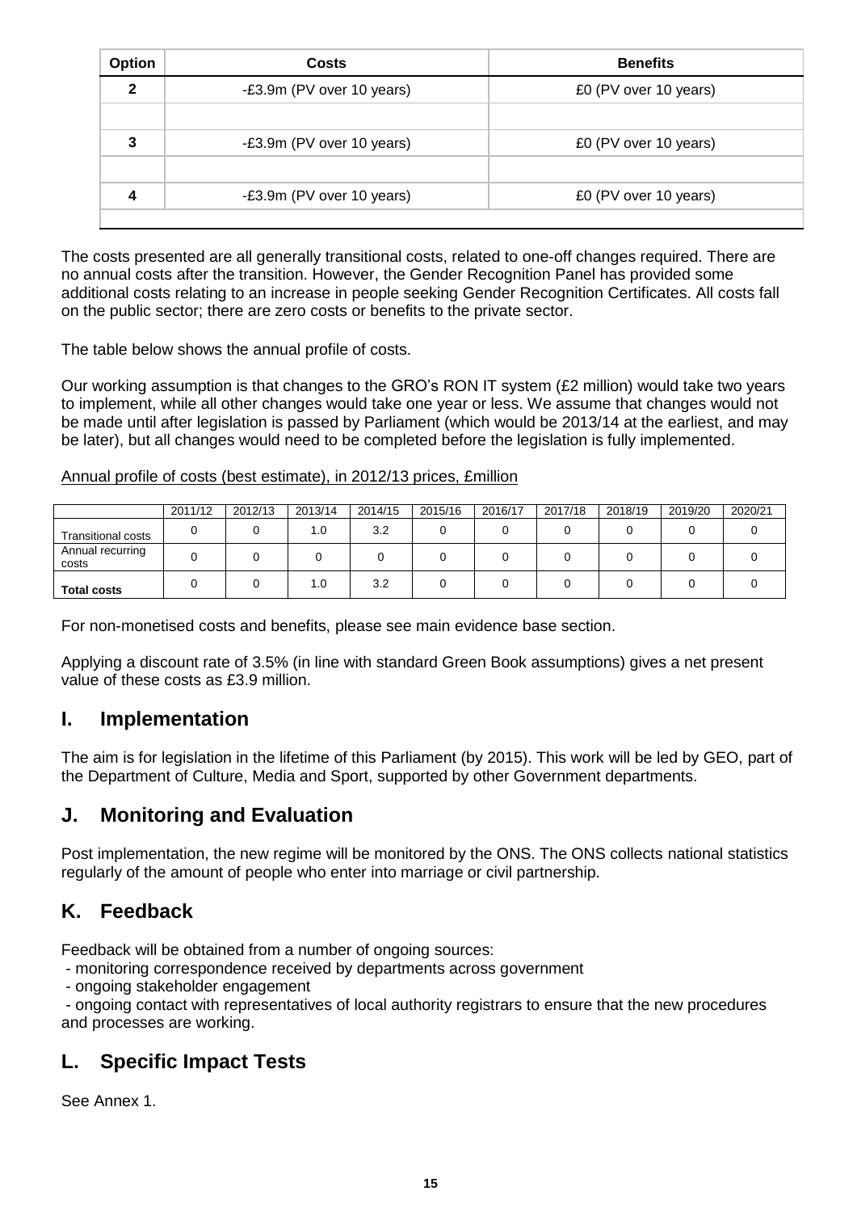| Option | Costs | Benefits |
|---|---|---|
| 2 | -£3.9m (PV over 10 years) | £0 (PV over 10 years) |
| | | |
| 3 | -£3.9m (PV over 10 years) | £0 (PV over 10 years) |
| | | |
| 4 | -£3.9m (PV over 10 years) | £0 (PV over 10 years) |
| | | |

The costs presented are all generally transitional costs, related to one-off changes required. There are no annual costs after the transition. However, the Gender Recognition Panel has provided some additional costs relating to an increase in people seeking Gender Recognition Certificates. All costs fall on the public sector; there are zero costs or benefits to the private sector.

The table below shows the annual profile of costs.

Our working assumption is that changes to the GRO's RON IT system (£2 million) would take two years to implement, while all other changes would take one year or less. We assume that changes would not be made until after legislation is passed by Parliament (which would be 2013/14 at the earliest, and may be later), but all changes would need to be completed before the legislation is fully implemented.

Annual profile of costs (best estimate), in 2012/13 prices, £million

| | 2011/12 | 2012/13 | 2013/14 | 2014/15 | 2015/16 | 2016/17 | 2017/18 | 2018/19 | 2019/20 | 2020/21 |
|---|---|---|---|---|---|---|---|---|---|---|
| Transitional costs | 0 | 0 | 1.0 | 3.2 | 0 | 0 | 0 | 0 | 0 | 0 |
| Annual recurring costs | 0 | 0 | 0 | 0 | 0 | 0 | 0 | 0 | 0 | 0 |
| **Total costs** | 0 | 0 | 1.0 | 3.2 | 0 | 0 | 0 | 0 | 0 | 0 |

For non-monetised costs and benefits, please see main evidence base section.

Applying a discount rate of 3.5% (in line with standard Green Book assumptions) gives a net present value of these costs as £3.9 million.

## I. Implementation

The aim is for legislation in the lifetime of this Parliament (by 2015). This work will be led by GEO, part of the Department of Culture, Media and Sport, supported by other Government departments.

## J. Monitoring and Evaluation

Post implementation, the new regime will be monitored by the ONS. The ONS collects national statistics regularly of the amount of people who enter into marriage or civil partnership.

## K. Feedback

Feedback will be obtained from a number of ongoing sources:

- monitoring correspondence received by departments across government
- ongoing stakeholder engagement
- ongoing contact with representatives of local authority registrars to ensure that the new procedures and processes are working.

## L. Specific Impact Tests

See Annex 1.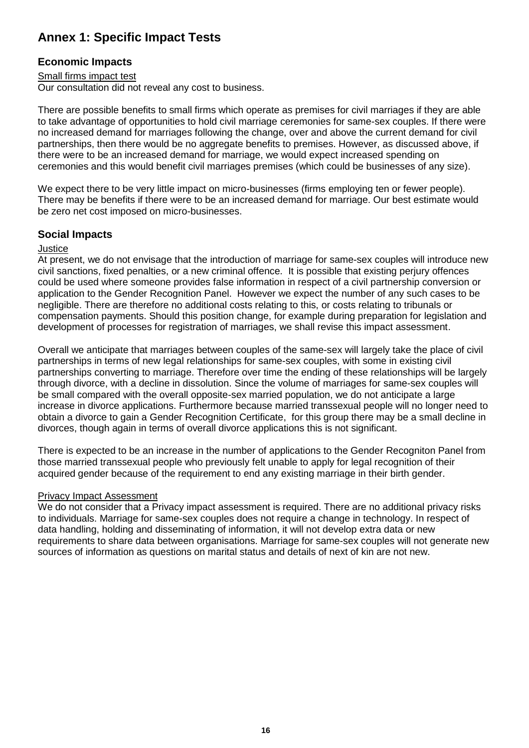# Annex 1: Specific Impact Tests

## Economic Impacts

Small firms impact test

Our consultation did not reveal any cost to business.

There are possible benefits to small firms which operate as premises for civil marriages if they are able to take advantage of opportunities to hold civil marriage ceremonies for same-sex couples. If there were no increased demand for marriages following the change, over and above the current demand for civil partnerships, then there would be no aggregate benefits to premises. However, as discussed above, if there were to be an increased demand for marriage, we would expect increased spending on ceremonies and this would benefit civil marriages premises (which could be businesses of any size).

We expect there to be very little impact on micro-businesses (firms employing ten or fewer people). There may be benefits if there were to be an increased demand for marriage. Our best estimate would be zero net cost imposed on micro-businesses.

## Social Impacts

Justice

At present, we do not envisage that the introduction of marriage for same-sex couples will introduce new civil sanctions, fixed penalties, or a new criminal offence. It is possible that existing perjury offences could be used where someone provides false information in respect of a civil partnership conversion or application to the Gender Recognition Panel. However we expect the number of any such cases to be negligible. There are therefore no additional costs relating to this, or costs relating to tribunals or compensation payments. Should this position change, for example during preparation for legislation and development of processes for registration of marriages, we shall revise this impact assessment.

Overall we anticipate that marriages between couples of the same-sex will largely take the place of civil partnerships in terms of new legal relationships for same-sex couples, with some in existing civil partnerships converting to marriage. Therefore over time the ending of these relationships will be largely through divorce, with a decline in dissolution. Since the volume of marriages for same-sex couples will be small compared with the overall opposite-sex married population, we do not anticipate a large increase in divorce applications. Furthermore because married transsexual people will no longer need to obtain a divorce to gain a Gender Recognition Certificate, for this group there may be a small decline in divorces, though again in terms of overall divorce applications this is not significant.

There is expected to be an increase in the number of applications to the Gender Recogniton Panel from those married transsexual people who previously felt unable to apply for legal recognition of their acquired gender because of the requirement to end any existing marriage in their birth gender.

Privacy Impact Assessment

We do not consider that a Privacy impact assessment is required. There are no additional privacy risks to individuals. Marriage for same-sex couples does not require a change in technology. In respect of data handling, holding and disseminating of information, it will not develop extra data or new requirements to share data between organisations. Marriage for same-sex couples will not generate new sources of information as questions on marital status and details of next of kin are not new.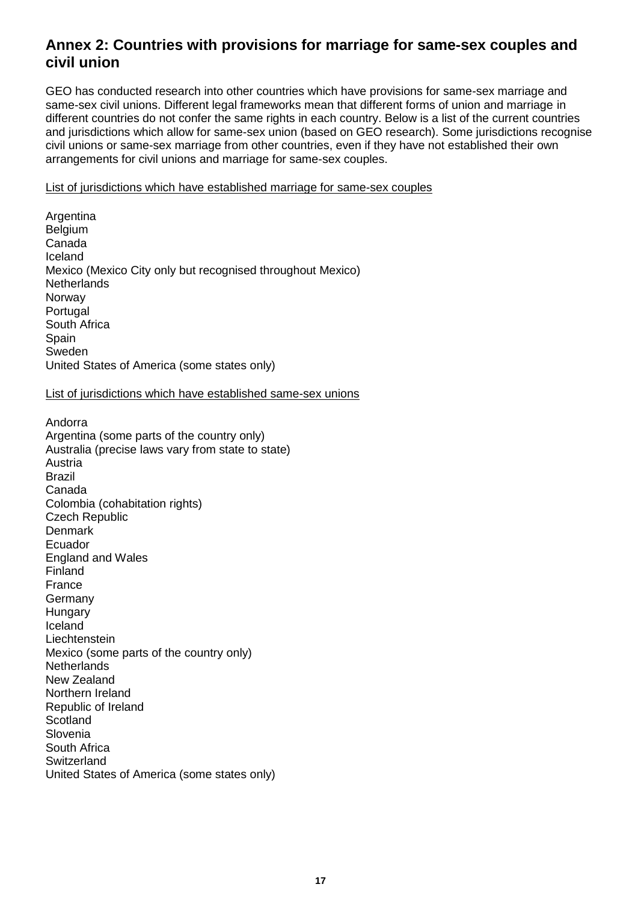## Annex 2: Countries with provisions for marriage for same-sex couples and civil union

GEO has conducted research into other countries which have provisions for same-sex marriage and same-sex civil unions. Different legal frameworks mean that different forms of union and marriage in different countries do not confer the same rights in each country. Below is a list of the current countries and jurisdictions which allow for same-sex union (based on GEO research). Some jurisdictions recognise civil unions or same-sex marriage from other countries, even if they have not established their own arrangements for civil unions and marriage for same-sex couples.

<u>List of jurisdictions which have established marriage for same-sex couples</u>

Argentina
Belgium
Canada
Iceland
Mexico (Mexico City only but recognised throughout Mexico)
Netherlands
Norway
Portugal
South Africa
Spain
Sweden
United States of America (some states only)

<u>List of jurisdictions which have established same-sex unions</u>

Andorra
Argentina (some parts of the country only)
Australia (precise laws vary from state to state)
Austria
Brazil
Canada
Colombia (cohabitation rights)
Czech Republic
Denmark
Ecuador
England and Wales
Finland
France
Germany
Hungary
Iceland
Liechtenstein
Mexico (some parts of the country only)
Netherlands
New Zealand
Northern Ireland
Republic of Ireland
Scotland
Slovenia
South Africa
Switzerland
United States of America (some states only)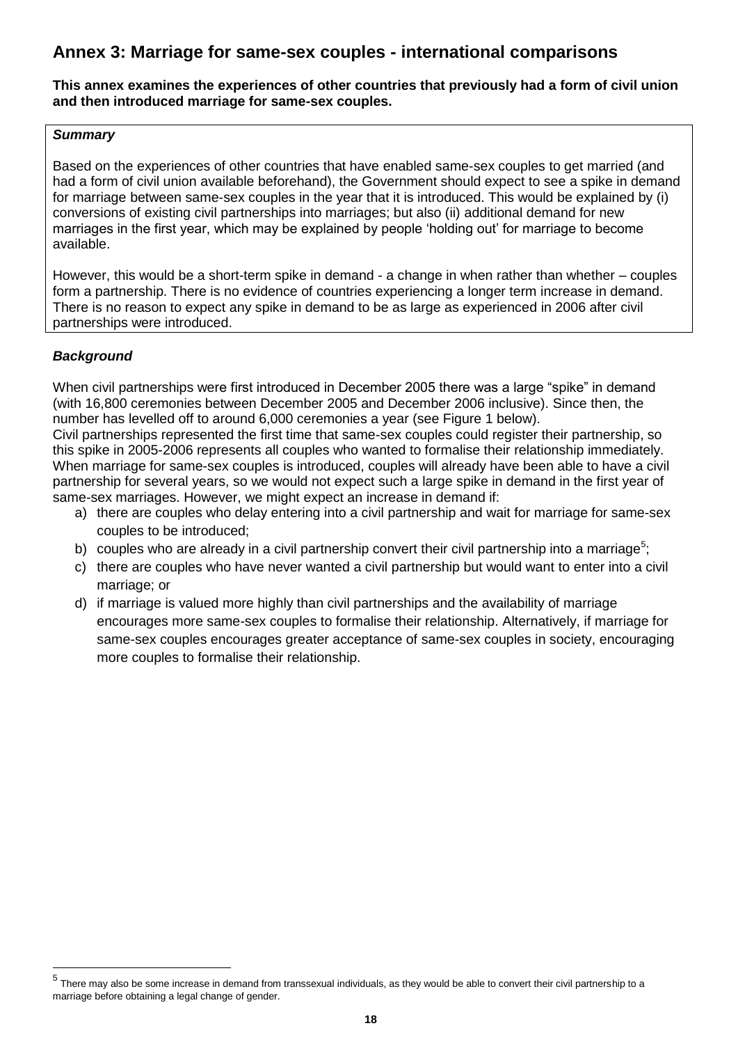## Annex 3: Marriage for same-sex couples - international comparisons

**This annex examines the experiences of other countries that previously had a form of civil union and then introduced marriage for same-sex couples.**

***Summary***

Based on the experiences of other countries that have enabled same-sex couples to get married (and had a form of civil union available beforehand), the Government should expect to see a spike in demand for marriage between same-sex couples in the year that it is introduced. This would be explained by (i) conversions of existing civil partnerships into marriages; but also (ii) additional demand for new marriages in the first year, which may be explained by people 'holding out' for marriage to become available.

However, this would be a short-term spike in demand - a change in when rather than whether – couples form a partnership. There is no evidence of countries experiencing a longer term increase in demand. There is no reason to expect any spike in demand to be as large as experienced in 2006 after civil partnerships were introduced.

***Background***

When civil partnerships were first introduced in December 2005 there was a large "spike" in demand (with 16,800 ceremonies between December 2005 and December 2006 inclusive). Since then, the number has levelled off to around 6,000 ceremonies a year (see Figure 1 below).

Civil partnerships represented the first time that same-sex couples could register their partnership, so this spike in 2005-2006 represents all couples who wanted to formalise their relationship immediately. When marriage for same-sex couples is introduced, couples will already have been able to have a civil partnership for several years, so we would not expect such a large spike in demand in the first year of same-sex marriages. However, we might expect an increase in demand if:

a) there are couples who delay entering into a civil partnership and wait for marriage for same-sex couples to be introduced;
b) couples who are already in a civil partnership convert their civil partnership into a marriage[5];
c) there are couples who have never wanted a civil partnership but would want to enter into a civil marriage; or
d) if marriage is valued more highly than civil partnerships and the availability of marriage encourages more same-sex couples to formalise their relationship. Alternatively, if marriage for same-sex couples encourages greater acceptance of same-sex couples in society, encouraging more couples to formalise their relationship.

[5] There may also be some increase in demand from transsexual individuals, as they would be able to convert their civil partnership to a marriage before obtaining a legal change of gender.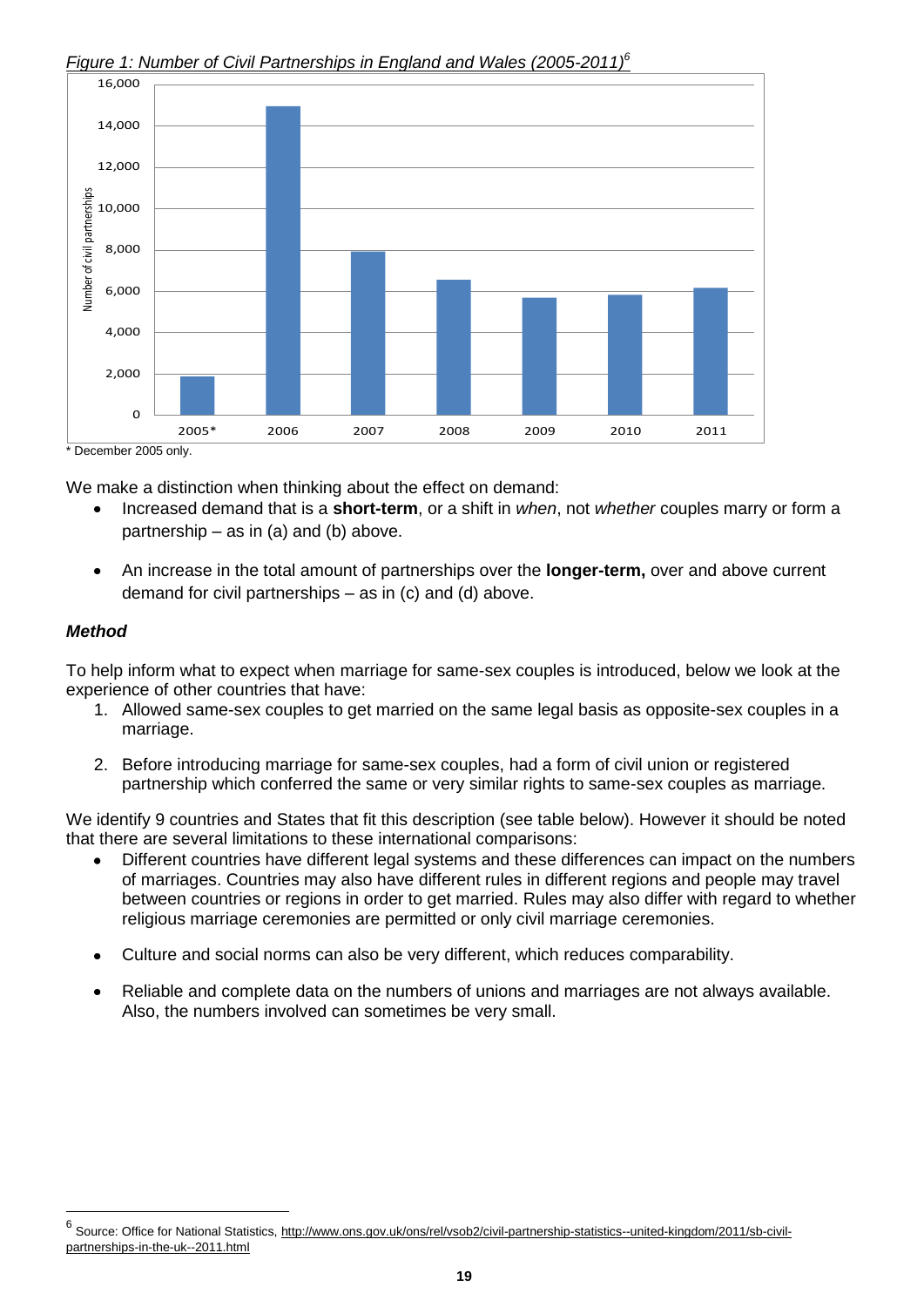*Figure 1: Number of Civil Partnerships in England and Wales (2005-2011)*[6]

\* December 2005 only.

We make a distinction when thinking about the effect on demand:

- Increased demand that is a **short-term**, or a shift in *when*, not *whether* couples marry or form a partnership – as in (a) and (b) above.
- An increase in the total amount of partnerships over the **longer-term,** over and above current demand for civil partnerships – as in (c) and (d) above.

### *Method*

To help inform what to expect when marriage for same-sex couples is introduced, below we look at the experience of other countries that have:

1. Allowed same-sex couples to get married on the same legal basis as opposite-sex couples in a marriage.
2. Before introducing marriage for same-sex couples, had a form of civil union or registered partnership which conferred the same or very similar rights to same-sex couples as marriage.

We identify 9 countries and States that fit this description (see table below). However it should be noted that there are several limitations to these international comparisons:

- Different countries have different legal systems and these differences can impact on the numbers of marriages. Countries may also have different rules in different regions and people may travel between countries or regions in order to get married. Rules may also differ with regard to whether religious marriage ceremonies are permitted or only civil marriage ceremonies.
- Culture and social norms can also be very different, which reduces comparability.
- Reliable and complete data on the numbers of unions and marriages are not always available. Also, the numbers involved can sometimes be very small.

[6] Source: Office for National Statistics, http://www.ons.gov.uk/ons/rel/vsob2/civil-partnership-statistics--united-kingdom/2011/sb-civil-partnerships-in-the-uk--2011.html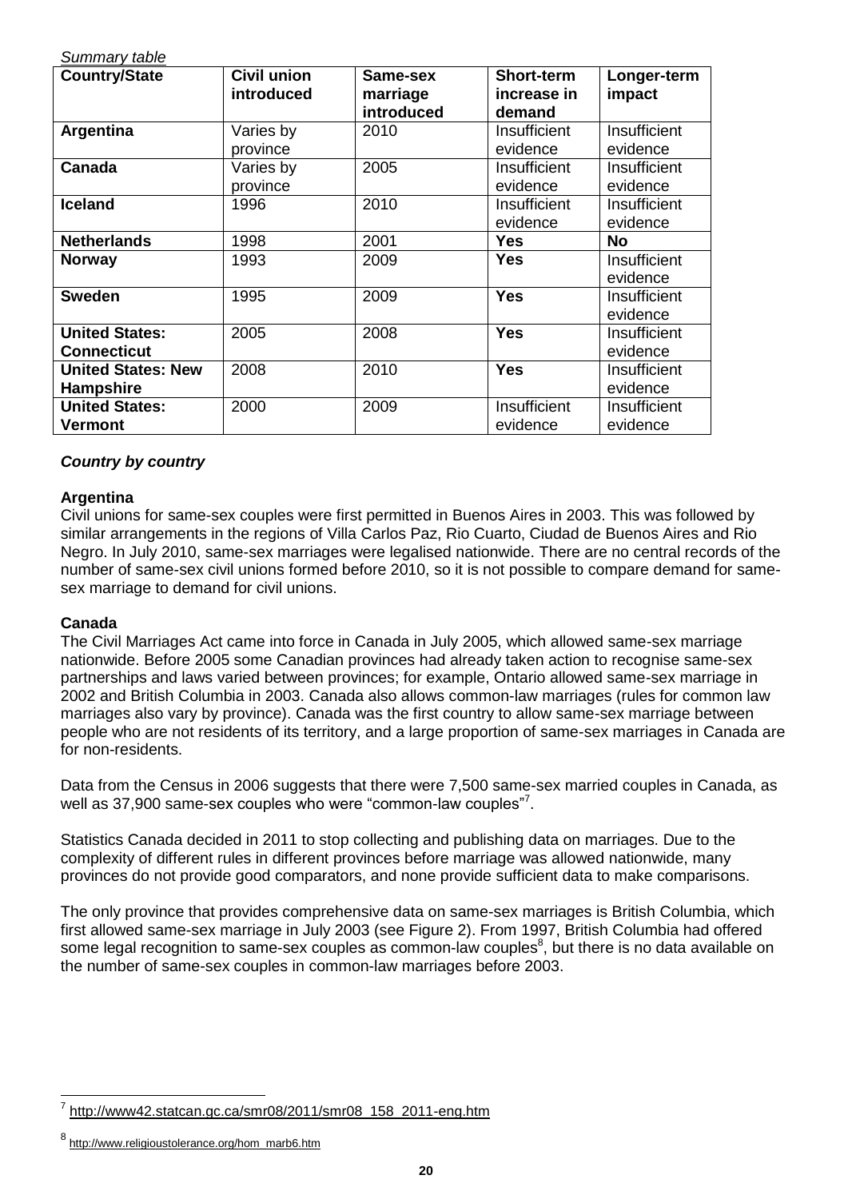*Summary table*

| Country/State | Civil union introduced | Same-sex marriage introduced | Short-term increase in demand | Longer-term impact |
|---|---|---|---|---|
| **Argentina** | Varies by province | 2010 | Insufficient evidence | Insufficient evidence |
| **Canada** | Varies by province | 2005 | Insufficient evidence | Insufficient evidence |
| **Iceland** | 1996 | 2010 | Insufficient evidence | Insufficient evidence |
| **Netherlands** | 1998 | 2001 | **Yes** | **No** |
| **Norway** | 1993 | 2009 | **Yes** | Insufficient evidence |
| **Sweden** | 1995 | 2009 | **Yes** | Insufficient evidence |
| **United States: Connecticut** | 2005 | 2008 | **Yes** | Insufficient evidence |
| **United States: New Hampshire** | 2008 | 2010 | **Yes** | Insufficient evidence |
| **United States: Vermont** | 2000 | 2009 | Insufficient evidence | Insufficient evidence |

### *Country by country*

#### Argentina

Civil unions for same-sex couples were first permitted in Buenos Aires in 2003. This was followed by similar arrangements in the regions of Villa Carlos Paz, Rio Cuarto, Ciudad de Buenos Aires and Rio Negro. In July 2010, same-sex marriages were legalised nationwide. There are no central records of the number of same-sex civil unions formed before 2010, so it is not possible to compare demand for same-sex marriage to demand for civil unions.

#### Canada

The Civil Marriages Act came into force in Canada in July 2005, which allowed same-sex marriage nationwide. Before 2005 some Canadian provinces had already taken action to recognise same-sex partnerships and laws varied between provinces; for example, Ontario allowed same-sex marriage in 2002 and British Columbia in 2003. Canada also allows common-law marriages (rules for common law marriages also vary by province). Canada was the first country to allow same-sex marriage between people who are not residents of its territory, and a large proportion of same-sex marriages in Canada are for non-residents.

Data from the Census in 2006 suggests that there were 7,500 same-sex married couples in Canada, as well as 37,900 same-sex couples who were "common-law couples"[7].

Statistics Canada decided in 2011 to stop collecting and publishing data on marriages. Due to the complexity of different rules in different provinces before marriage was allowed nationwide, many provinces do not provide good comparators, and none provide sufficient data to make comparisons.

The only province that provides comprehensive data on same-sex marriages is British Columbia, which first allowed same-sex marriage in July 2003 (see Figure 2). From 1997, British Columbia had offered some legal recognition to same-sex couples as common-law couples[8], but there is no data available on the number of same-sex couples in common-law marriages before 2003.

---

[7] http://www42.statcan.gc.ca/smr08/2011/smr08_158_2011-eng.htm

[8] http://www.religioustolerance.org/hom_marb6.htm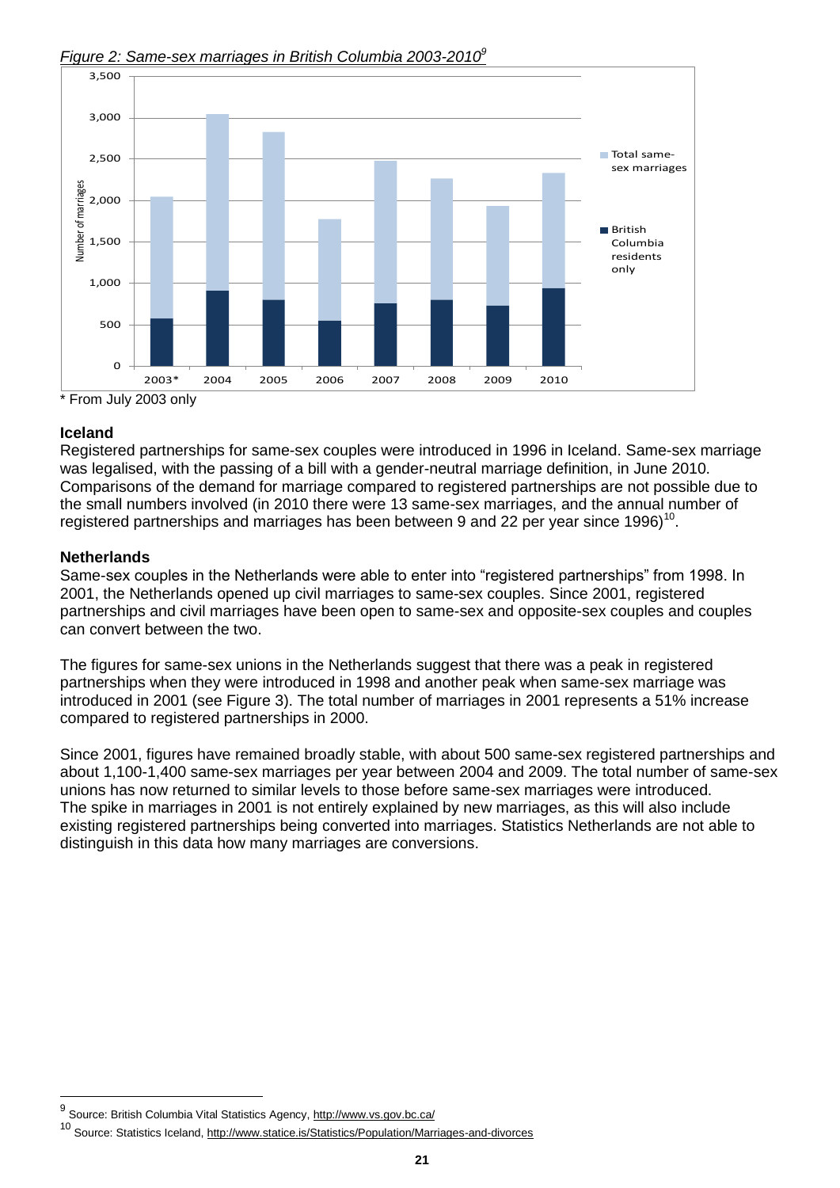*Figure 2: Same-sex marriages in British Columbia 2003-2010*[9]

\* From July 2003 only

**Iceland**

Registered partnerships for same-sex couples were introduced in 1996 in Iceland. Same-sex marriage was legalised, with the passing of a bill with a gender-neutral marriage definition, in June 2010. Comparisons of the demand for marriage compared to registered partnerships are not possible due to the small numbers involved (in 2010 there were 13 same-sex marriages, and the annual number of registered partnerships and marriages has been between 9 and 22 per year since 1996)[10].

**Netherlands**

Same-sex couples in the Netherlands were able to enter into "registered partnerships" from 1998. In 2001, the Netherlands opened up civil marriages to same-sex couples. Since 2001, registered partnerships and civil marriages have been open to same-sex and opposite-sex couples and couples can convert between the two.

The figures for same-sex unions in the Netherlands suggest that there was a peak in registered partnerships when they were introduced in 1998 and another peak when same-sex marriage was introduced in 2001 (see Figure 3). The total number of marriages in 2001 represents a 51% increase compared to registered partnerships in 2000.

Since 2001, figures have remained broadly stable, with about 500 same-sex registered partnerships and about 1,100-1,400 same-sex marriages per year between 2004 and 2009. The total number of same-sex unions has now returned to similar levels to those before same-sex marriages were introduced. The spike in marriages in 2001 is not entirely explained by new marriages, as this will also include existing registered partnerships being converted into marriages. Statistics Netherlands are not able to distinguish in this data how many marriages are conversions.

[9] Source: British Columbia Vital Statistics Agency, http://www.vs.gov.bc.ca/

[10] Source: Statistics Iceland, http://www.statice.is/Statistics/Population/Marriages-and-divorces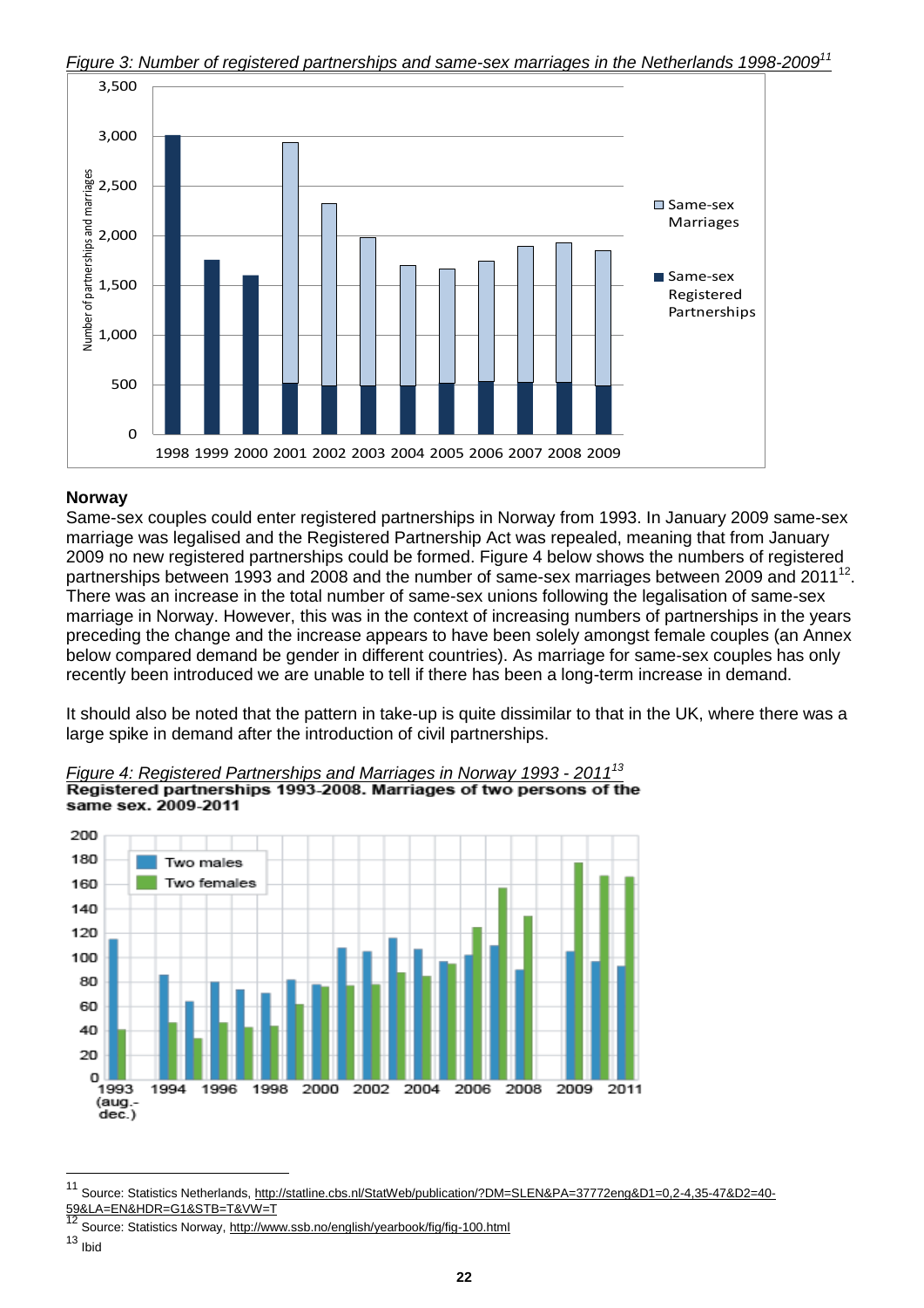*Figure 3: Number of registered partnerships and same-sex marriages in the Netherlands 1998-2009*[11]

## Norway

Same-sex couples could enter registered partnerships in Norway from 1993. In January 2009 same-sex marriage was legalised and the Registered Partnership Act was repealed, meaning that from January 2009 no new registered partnerships could be formed. Figure 4 below shows the numbers of registered partnerships between 1993 and 2008 and the number of same-sex marriages between 2009 and 2011[12]. There was an increase in the total number of same-sex unions following the legalisation of same-sex marriage in Norway. However, this was in the context of increasing numbers of partnerships in the years preceding the change and the increase appears to have been solely amongst female couples (an Annex below compared demand be gender in different countries). As marriage for same-sex couples has only recently been introduced we are unable to tell if there has been a long-term increase in demand.

It should also be noted that the pattern in take-up is quite dissimilar to that in the UK, where there was a large spike in demand after the introduction of civil partnerships.

*Figure 4: Registered Partnerships and Marriages in Norway 1993 - 2011*[13]

**Registered partnerships 1993-2008. Marriages of two persons of the same sex. 2009-2011**

---

[11] Source: Statistics Netherlands, http://statline.cbs.nl/StatWeb/publication/?DM=SLEN&PA=37772eng&D1=0,2-4,35-47&D2=40-59&LA=EN&HDR=G1&STB=T&VW=T

[12] Source: Statistics Norway, http://www.ssb.no/english/yearbook/fig/fig-100.html

[13] Ibid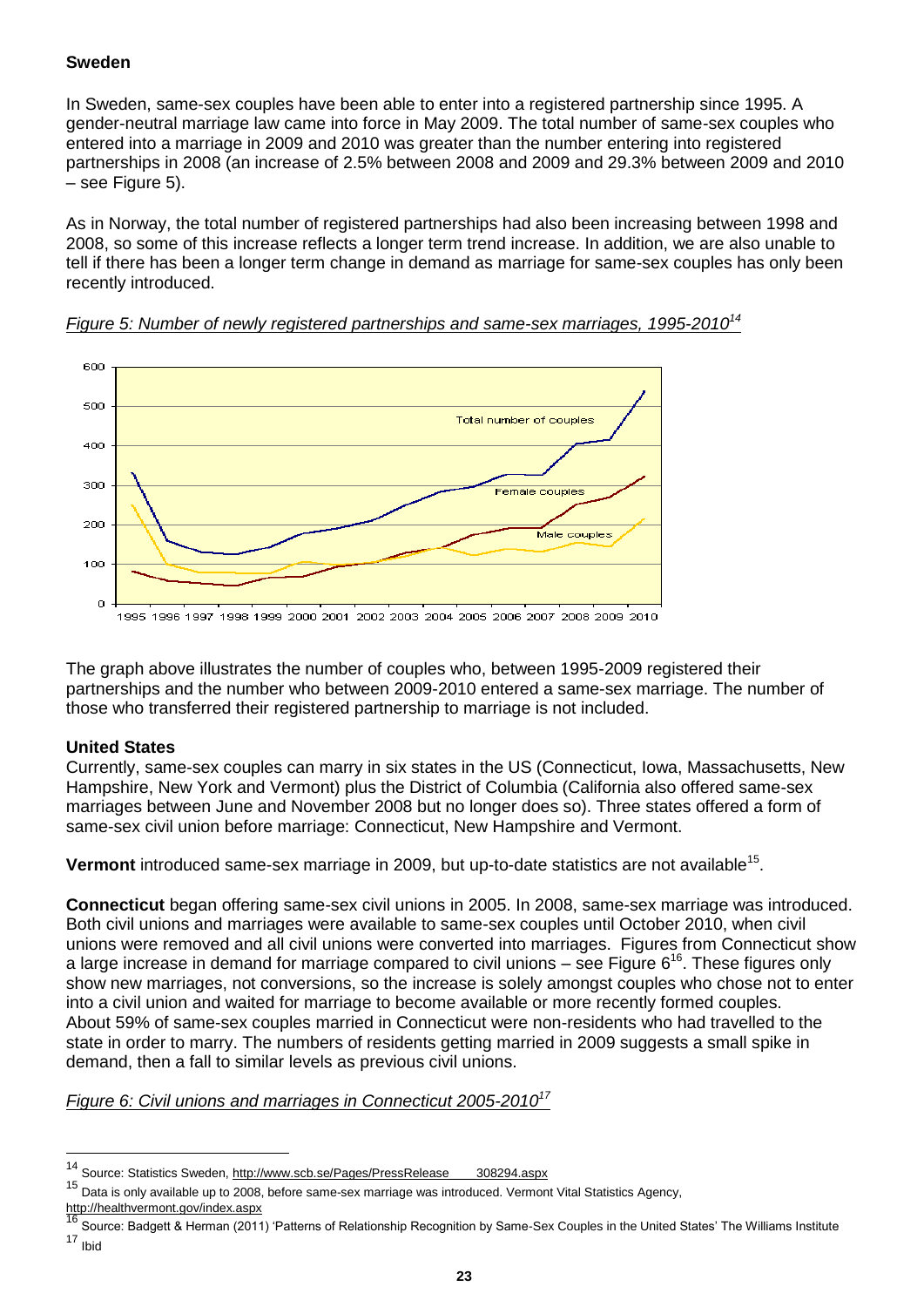**Sweden**

In Sweden, same-sex couples have been able to enter into a registered partnership since 1995. A gender-neutral marriage law came into force in May 2009. The total number of same-sex couples who entered into a marriage in 2009 and 2010 was greater than the number entering into registered partnerships in 2008 (an increase of 2.5% between 2008 and 2009 and 29.3% between 2009 and 2010 – see Figure 5).

As in Norway, the total number of registered partnerships had also been increasing between 1998 and 2008, so some of this increase reflects a longer term trend increase. In addition, we are also unable to tell if there has been a longer term change in demand as marriage for same-sex couples has only been recently introduced.

*Figure 5: Number of newly registered partnerships and same-sex marriages, 1995-2010*[14]

The graph above illustrates the number of couples who, between 1995-2009 registered their partnerships and the number who between 2009-2010 entered a same-sex marriage. The number of those who transferred their registered partnership to marriage is not included.

**United States**

Currently, same-sex couples can marry in six states in the US (Connecticut, Iowa, Massachusetts, New Hampshire, New York and Vermont) plus the District of Columbia (California also offered same-sex marriages between June and November 2008 but no longer does so). Three states offered a form of same-sex civil union before marriage: Connecticut, New Hampshire and Vermont.

**Vermont** introduced same-sex marriage in 2009, but up-to-date statistics are not available[15].

**Connecticut** began offering same-sex civil unions in 2005. In 2008, same-sex marriage was introduced. Both civil unions and marriages were available to same-sex couples until October 2010, when civil unions were removed and all civil unions were converted into marriages. Figures from Connecticut show a large increase in demand for marriage compared to civil unions – see Figure 6[16]. These figures only show new marriages, not conversions, so the increase is solely amongst couples who chose not to enter into a civil union and waited for marriage to become available or more recently formed couples. About 59% of same-sex couples married in Connecticut were non-residents who had travelled to the state in order to marry. The numbers of residents getting married in 2009 suggests a small spike in demand, then a fall to similar levels as previous civil unions.

*Figure 6: Civil unions and marriages in Connecticut 2005-2010*[17]

---

[14] Source: Statistics Sweden, http://www.scb.se/Pages/PressRelease____308294.aspx

[15] Data is only available up to 2008, before same-sex marriage was introduced. Vermont Vital Statistics Agency, http://healthvermont.gov/index.aspx

[16] Source: Badgett & Herman (2011) 'Patterns of Relationship Recognition by Same-Sex Couples in the United States' The Williams Institute

[17] Ibid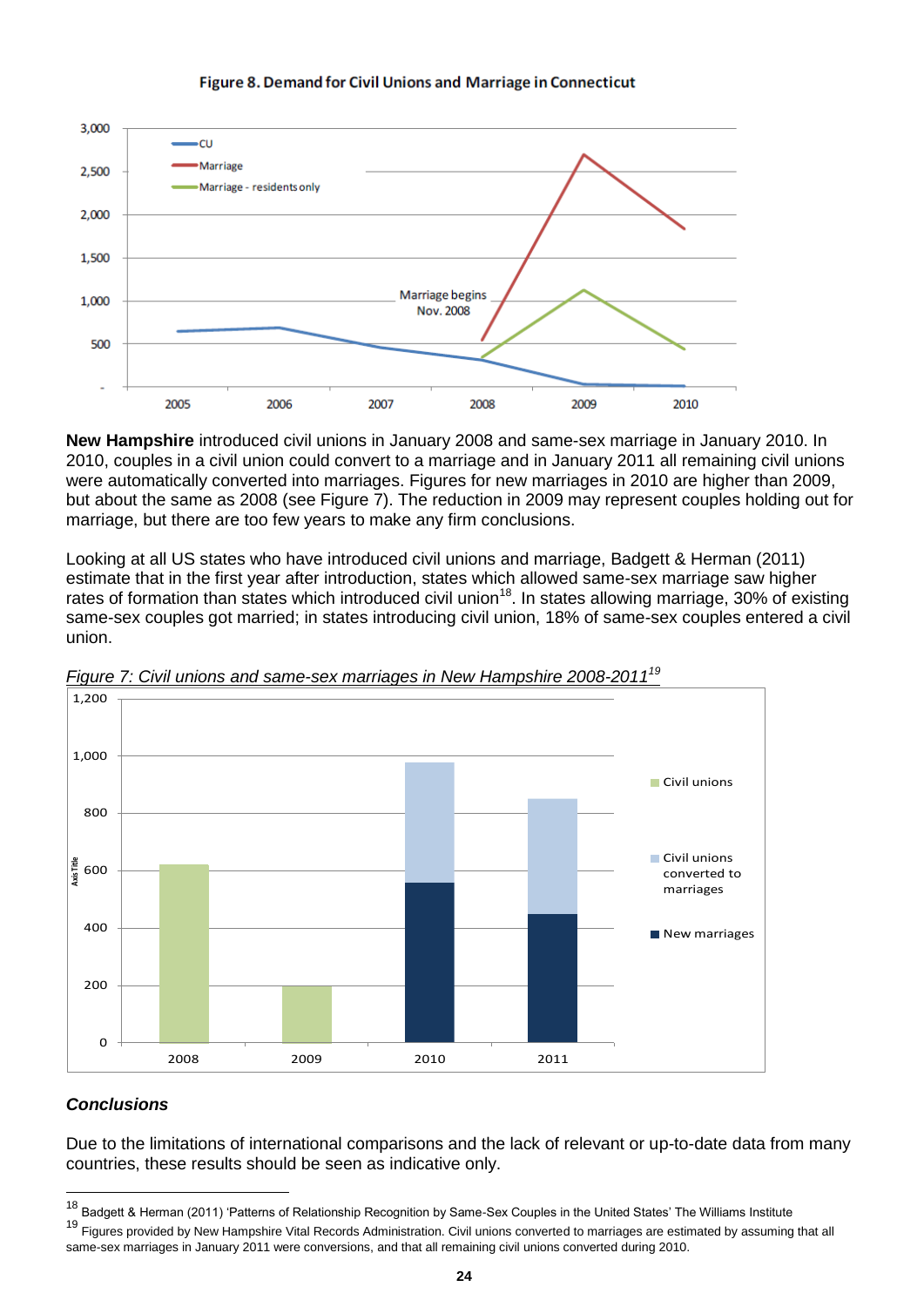**Figure 8. Demand for Civil Unions and Marriage in Connecticut**

**New Hampshire** introduced civil unions in January 2008 and same-sex marriage in January 2010. In 2010, couples in a civil union could convert to a marriage and in January 2011 all remaining civil unions were automatically converted into marriages. Figures for new marriages in 2010 are higher than 2009, but about the same as 2008 (see Figure 7). The reduction in 2009 may represent couples holding out for marriage, but there are too few years to make any firm conclusions.

Looking at all US states who have introduced civil unions and marriage, Badgett & Herman (2011) estimate that in the first year after introduction, states which allowed same-sex marriage saw higher rates of formation than states which introduced civil union[18]. In states allowing marriage, 30% of existing same-sex couples got married; in states introducing civil union, 18% of same-sex couples entered a civil union.

*Figure 7: Civil unions and same-sex marriages in New Hampshire 2008-2011*[19]

### *Conclusions*

Due to the limitations of international comparisons and the lack of relevant or up-to-date data from many countries, these results should be seen as indicative only.

---

[18] Badgett & Herman (2011) 'Patterns of Relationship Recognition by Same-Sex Couples in the United States' The Williams Institute

[19] Figures provided by New Hampshire Vital Records Administration. Civil unions converted to marriages are estimated by assuming that all same-sex marriages in January 2011 were conversions, and that all remaining civil unions converted during 2010.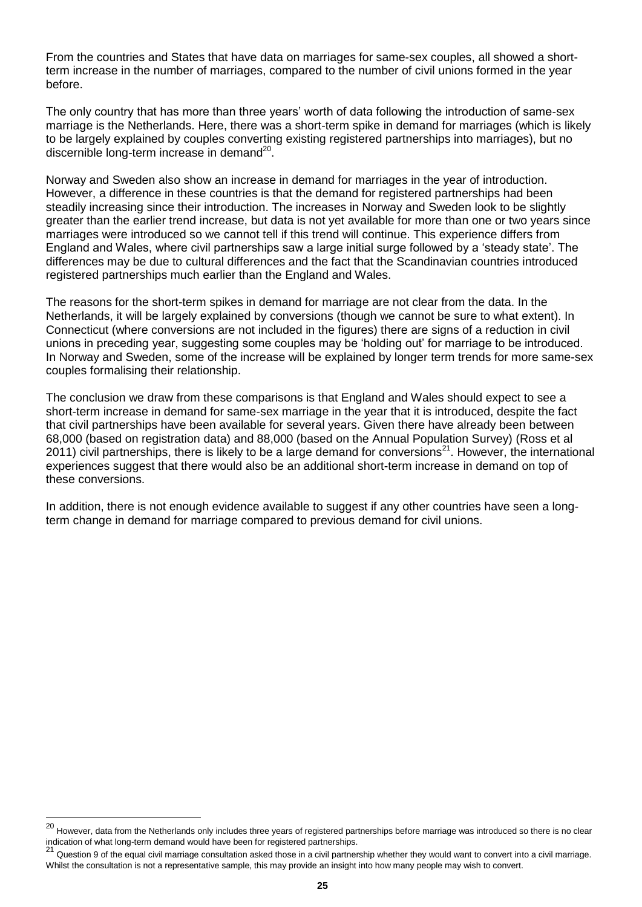From the countries and States that have data on marriages for same-sex couples, all showed a short-term increase in the number of marriages, compared to the number of civil unions formed in the year before.

The only country that has more than three years' worth of data following the introduction of same-sex marriage is the Netherlands. Here, there was a short-term spike in demand for marriages (which is likely to be largely explained by couples converting existing registered partnerships into marriages), but no discernible long-term increase in demand[20].

Norway and Sweden also show an increase in demand for marriages in the year of introduction. However, a difference in these countries is that the demand for registered partnerships had been steadily increasing since their introduction. The increases in Norway and Sweden look to be slightly greater than the earlier trend increase, but data is not yet available for more than one or two years since marriages were introduced so we cannot tell if this trend will continue. This experience differs from England and Wales, where civil partnerships saw a large initial surge followed by a 'steady state'. The differences may be due to cultural differences and the fact that the Scandinavian countries introduced registered partnerships much earlier than the England and Wales.

The reasons for the short-term spikes in demand for marriage are not clear from the data. In the Netherlands, it will be largely explained by conversions (though we cannot be sure to what extent). In Connecticut (where conversions are not included in the figures) there are signs of a reduction in civil unions in preceding year, suggesting some couples may be 'holding out' for marriage to be introduced. In Norway and Sweden, some of the increase will be explained by longer term trends for more same-sex couples formalising their relationship.

The conclusion we draw from these comparisons is that England and Wales should expect to see a short-term increase in demand for same-sex marriage in the year that it is introduced, despite the fact that civil partnerships have been available for several years. Given there have already been between 68,000 (based on registration data) and 88,000 (based on the Annual Population Survey) (Ross et al 2011) civil partnerships, there is likely to be a large demand for conversions[21]. However, the international experiences suggest that there would also be an additional short-term increase in demand on top of these conversions.

In addition, there is not enough evidence available to suggest if any other countries have seen a long-term change in demand for marriage compared to previous demand for civil unions.

---

[20] However, data from the Netherlands only includes three years of registered partnerships before marriage was introduced so there is no clear indication of what long-term demand would have been for registered partnerships.

[21] Question 9 of the equal civil marriage consultation asked those in a civil partnership whether they would want to convert into a civil marriage. Whilst the consultation is not a representative sample, this may provide an insight into how many people may wish to convert.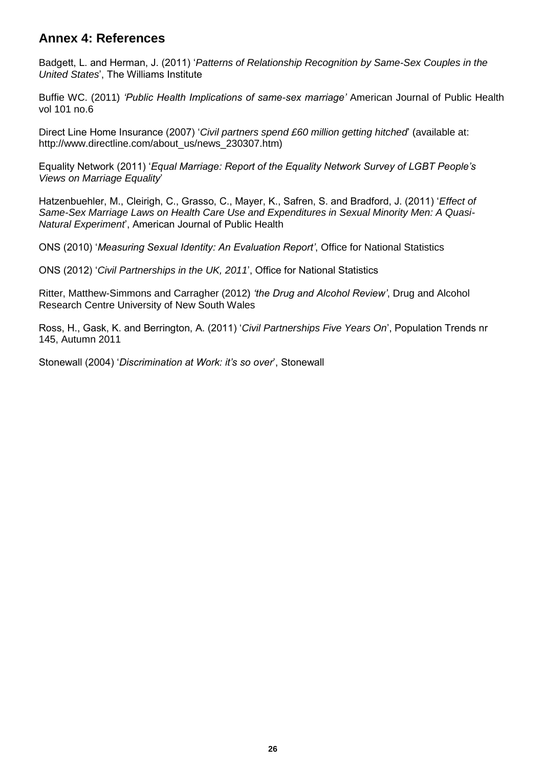## Annex 4: References

Badgett, L. and Herman, J. (2011) '*Patterns of Relationship Recognition by Same-Sex Couples in the United States*', The Williams Institute

Buffie WC. (2011) *'Public Health Implications of same-sex marriage'* American Journal of Public Health vol 101 no.6

Direct Line Home Insurance (2007) '*Civil partners spend £60 million getting hitched*' (available at: http://www.directline.com/about_us/news_230307.htm)

Equality Network (2011) '*Equal Marriage: Report of the Equality Network Survey of LGBT People's Views on Marriage Equality*'

Hatzenbuehler, M., Cleirigh, C., Grasso, C., Mayer, K., Safren, S. and Bradford, J. (2011) '*Effect of Same-Sex Marriage Laws on Health Care Use and Expenditures in Sexual Minority Men: A Quasi-Natural Experiment*', American Journal of Public Health

ONS (2010) '*Measuring Sexual Identity: An Evaluation Report'*, Office for National Statistics

ONS (2012) '*Civil Partnerships in the UK, 2011*', Office for National Statistics

Ritter, Matthew-Simmons and Carragher (2012) *'the Drug and Alcohol Review'*, Drug and Alcohol Research Centre University of New South Wales

Ross, H., Gask, K. and Berrington, A. (2011) '*Civil Partnerships Five Years On*', Population Trends nr 145, Autumn 2011

Stonewall (2004) '*Discrimination at Work: it's so over*', Stonewall